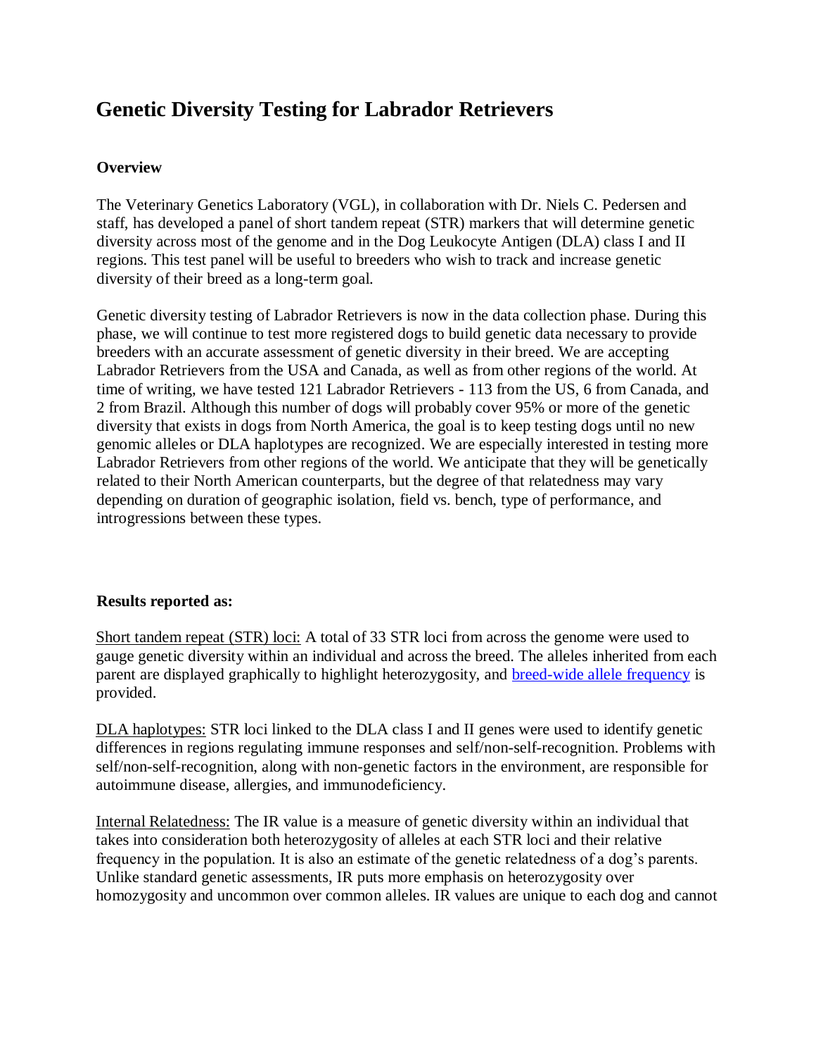# Genetic Diversity Testing for Labrador Retrievers

**Overview**

The Veterinary Genetics Laboratory (VGL), in collaboration with Dr. Niels C. Pedersen and staff, has developed a panel of short tandem repeat (STR) markers that will determine genetic diversity across most of the genome and in the Dog Leukocyte Antigen (DLA) class I and II regions. This test panel will be useful to breeders who wish to track and increase genetic diversity of their breed as a long-term goal.

Genetic diversity testing of Labrador Retrievers is now in the data collection phase. During this phase, we will continue to test more registered dogs to build genetic data necessary to provide breeders with an accurate assessment of genetic diversity in their breed. We are accepting Labrador Retrievers from the USA and Canada, as well as from other regions of the world. At time of writing, we have tested 121 Labrador Retrievers - 113 from the US, 6 from Canada, and 2 from Brazil. Although this number of dogs will probably cover 95% or more of the genetic diversity that exists in dogs from North America, the goal is to keep testing dogs until no new genomic alleles or DLA haplotypes are recognized. We are especially interested in testing more Labrador Retrievers from other regions of the world. We anticipate that they will be genetically related to their North American counterparts, but the degree of that relatedness may vary depending on duration of geographic isolation, field vs. bench, type of performance, and introgressions between these types.

**Results reported as:**

Short tandem repeat (STR) loci: A total of 33 STR loci from across the genome were used to gauge genetic diversity within an individual and across the breed. The alleles inherited from each parent are displayed graphically to highlight heterozygosity, and [breed-wide allele frequency]() is provided.

DLA haplotypes: STR loci linked to the DLA class I and II genes were used to identify genetic differences in regions regulating immune responses and self/non-self-recognition. Problems with self/non-self-recognition, along with non-genetic factors in the environment, are responsible for autoimmune disease, allergies, and immunodeficiency.

Internal Relatedness: The IR value is a measure of genetic diversity within an individual that takes into consideration both heterozygosity of alleles at each STR loci and their relative frequency in the population. It is also an estimate of the genetic relatedness of a dog's parents. Unlike standard genetic assessments, IR puts more emphasis on heterozygosity over homozygosity and uncommon over common alleles. IR values are unique to each dog and cannot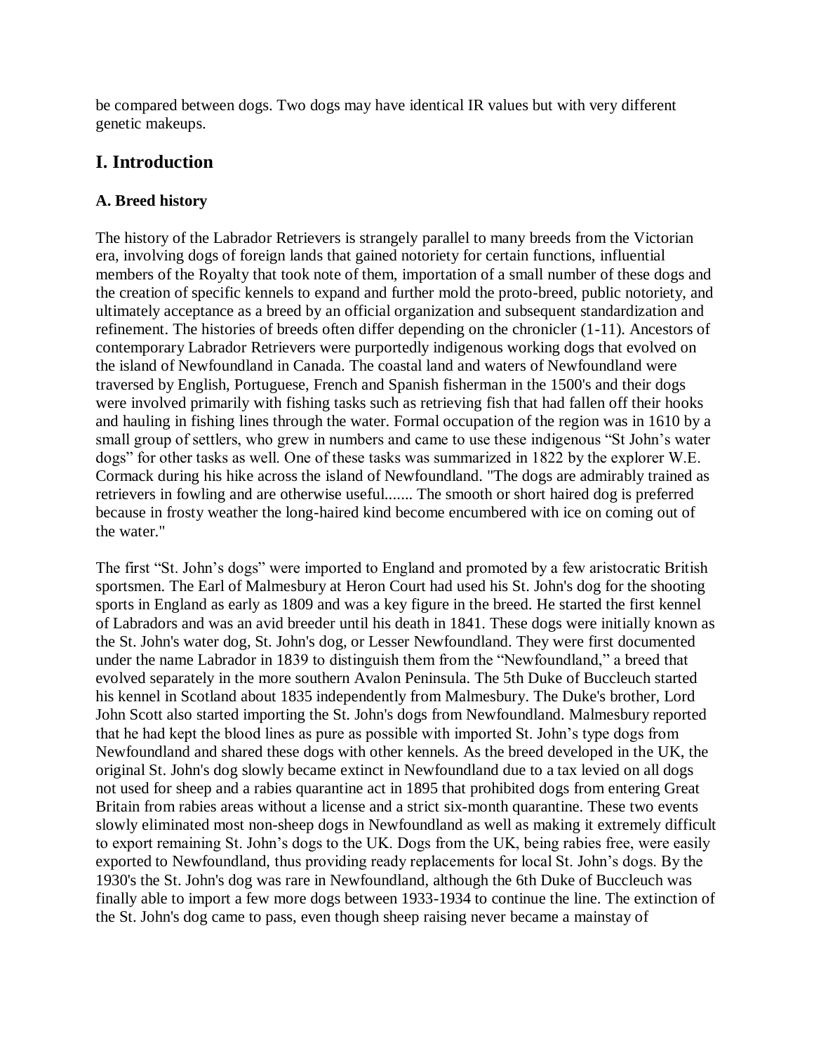be compared between dogs. Two dogs may have identical IR values but with very different genetic makeups.

## I. Introduction

### A. Breed history

The history of the Labrador Retrievers is strangely parallel to many breeds from the Victorian era, involving dogs of foreign lands that gained notoriety for certain functions, influential members of the Royalty that took note of them, importation of a small number of these dogs and the creation of specific kennels to expand and further mold the proto-breed, public notoriety, and ultimately acceptance as a breed by an official organization and subsequent standardization and refinement. The histories of breeds often differ depending on the chronicler (1-11). Ancestors of contemporary Labrador Retrievers were purportedly indigenous working dogs that evolved on the island of Newfoundland in Canada. The coastal land and waters of Newfoundland were traversed by English, Portuguese, French and Spanish fisherman in the 1500's and their dogs were involved primarily with fishing tasks such as retrieving fish that had fallen off their hooks and hauling in fishing lines through the water. Formal occupation of the region was in 1610 by a small group of settlers, who grew in numbers and came to use these indigenous "St John's water dogs" for other tasks as well. One of these tasks was summarized in 1822 by the explorer W.E. Cormack during his hike across the island of Newfoundland. "The dogs are admirably trained as retrievers in fowling and are otherwise useful....... The smooth or short haired dog is preferred because in frosty weather the long-haired kind become encumbered with ice on coming out of the water."

The first "St. John's dogs" were imported to England and promoted by a few aristocratic British sportsmen. The Earl of Malmesbury at Heron Court had used his St. John's dog for the shooting sports in England as early as 1809 and was a key figure in the breed. He started the first kennel of Labradors and was an avid breeder until his death in 1841. These dogs were initially known as the St. John's water dog, St. John's dog, or Lesser Newfoundland. They were first documented under the name Labrador in 1839 to distinguish them from the "Newfoundland," a breed that evolved separately in the more southern Avalon Peninsula. The 5th Duke of Buccleuch started his kennel in Scotland about 1835 independently from Malmesbury. The Duke's brother, Lord John Scott also started importing the St. John's dogs from Newfoundland. Malmesbury reported that he had kept the blood lines as pure as possible with imported St. John's type dogs from Newfoundland and shared these dogs with other kennels. As the breed developed in the UK, the original St. John's dog slowly became extinct in Newfoundland due to a tax levied on all dogs not used for sheep and a rabies quarantine act in 1895 that prohibited dogs from entering Great Britain from rabies areas without a license and a strict six-month quarantine. These two events slowly eliminated most non-sheep dogs in Newfoundland as well as making it extremely difficult to export remaining St. John's dogs to the UK. Dogs from the UK, being rabies free, were easily exported to Newfoundland, thus providing ready replacements for local St. John's dogs. By the 1930's the St. John's dog was rare in Newfoundland, although the 6th Duke of Buccleuch was finally able to import a few more dogs between 1933-1934 to continue the line. The extinction of the St. John's dog came to pass, even though sheep raising never became a mainstay of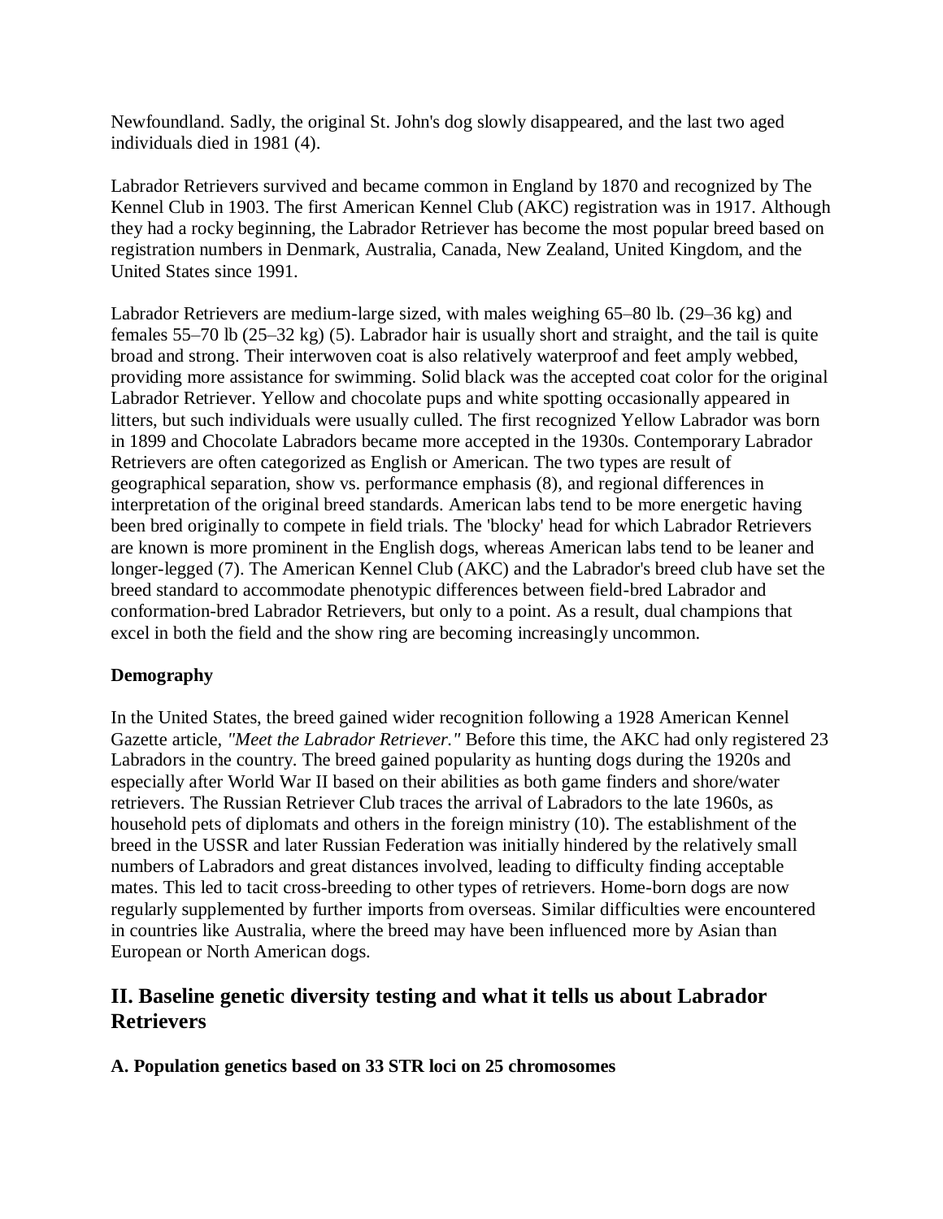Newfoundland. Sadly, the original St. John's dog slowly disappeared, and the last two aged individuals died in 1981 (4).

Labrador Retrievers survived and became common in England by 1870 and recognized by The Kennel Club in 1903. The first American Kennel Club (AKC) registration was in 1917. Although they had a rocky beginning, the Labrador Retriever has become the most popular breed based on registration numbers in Denmark, Australia, Canada, New Zealand, United Kingdom, and the United States since 1991.

Labrador Retrievers are medium-large sized, with males weighing 65–80 lb. (29–36 kg) and females 55–70 lb (25–32 kg) (5). Labrador hair is usually short and straight, and the tail is quite broad and strong. Their interwoven coat is also relatively waterproof and feet amply webbed, providing more assistance for swimming. Solid black was the accepted coat color for the original Labrador Retriever. Yellow and chocolate pups and white spotting occasionally appeared in litters, but such individuals were usually culled. The first recognized Yellow Labrador was born in 1899 and Chocolate Labradors became more accepted in the 1930s. Contemporary Labrador Retrievers are often categorized as English or American. The two types are result of geographical separation, show vs. performance emphasis (8), and regional differences in interpretation of the original breed standards. American labs tend to be more energetic having been bred originally to compete in field trials. The 'blocky' head for which Labrador Retrievers are known is more prominent in the English dogs, whereas American labs tend to be leaner and longer-legged (7). The American Kennel Club (AKC) and the Labrador's breed club have set the breed standard to accommodate phenotypic differences between field-bred Labrador and conformation-bred Labrador Retrievers, but only to a point. As a result, dual champions that excel in both the field and the show ring are becoming increasingly uncommon.

**Demography**

In the United States, the breed gained wider recognition following a 1928 American Kennel Gazette article, *"Meet the Labrador Retriever."* Before this time, the AKC had only registered 23 Labradors in the country. The breed gained popularity as hunting dogs during the 1920s and especially after World War II based on their abilities as both game finders and shore/water retrievers. The Russian Retriever Club traces the arrival of Labradors to the late 1960s, as household pets of diplomats and others in the foreign ministry (10). The establishment of the breed in the USSR and later Russian Federation was initially hindered by the relatively small numbers of Labradors and great distances involved, leading to difficulty finding acceptable mates. This led to tacit cross-breeding to other types of retrievers. Home-born dogs are now regularly supplemented by further imports from overseas. Similar difficulties were encountered in countries like Australia, where the breed may have been influenced more by Asian than European or North American dogs.

## II. Baseline genetic diversity testing and what it tells us about Labrador Retrievers

**A. Population genetics based on 33 STR loci on 25 chromosomes**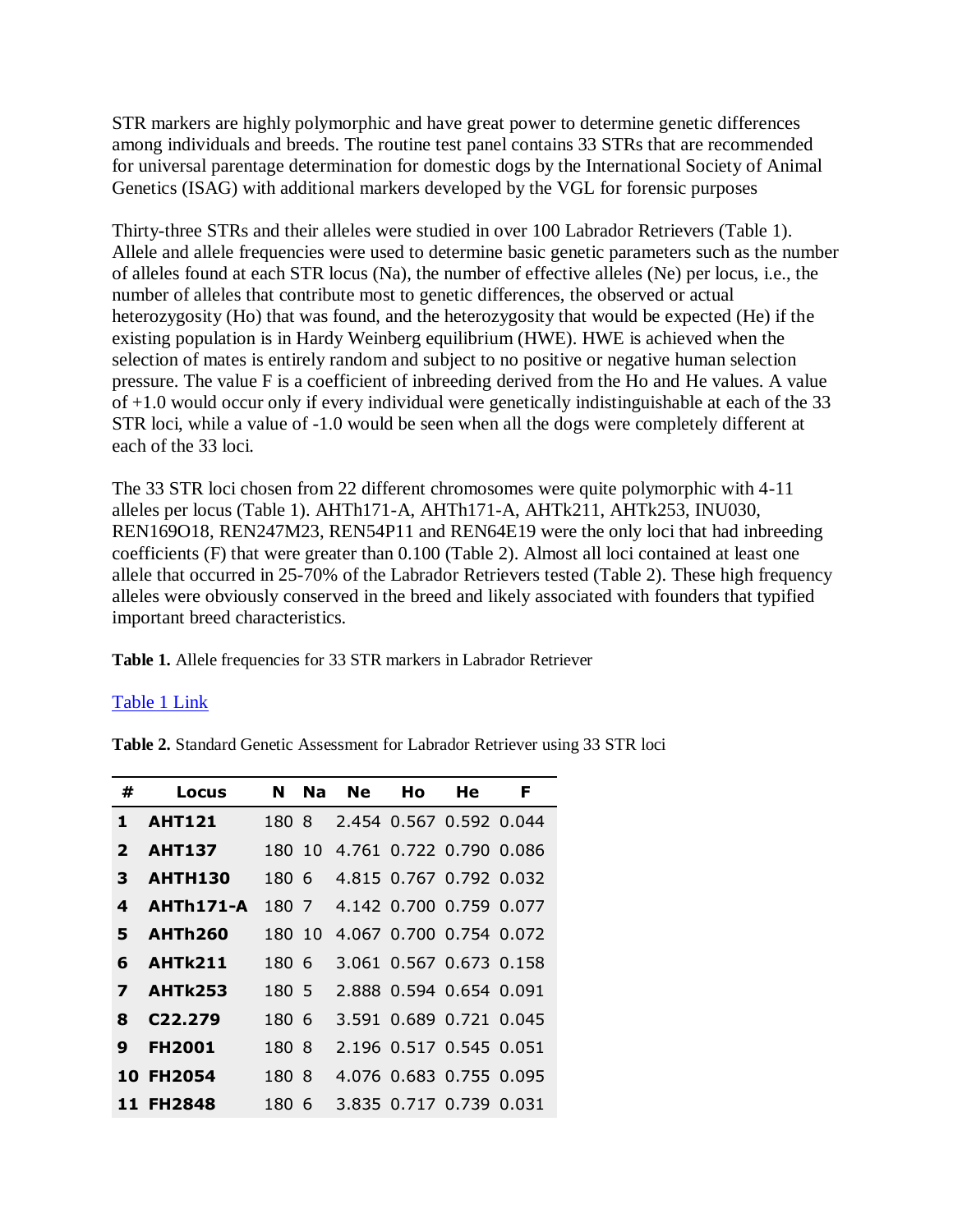STR markers are highly polymorphic and have great power to determine genetic differences among individuals and breeds. The routine test panel contains 33 STRs that are recommended for universal parentage determination for domestic dogs by the International Society of Animal Genetics (ISAG) with additional markers developed by the VGL for forensic purposes

Thirty-three STRs and their alleles were studied in over 100 Labrador Retrievers (Table 1). Allele and allele frequencies were used to determine basic genetic parameters such as the number of alleles found at each STR locus (Na), the number of effective alleles (Ne) per locus, i.e., the number of alleles that contribute most to genetic differences, the observed or actual heterozygosity (Ho) that was found, and the heterozygosity that would be expected (He) if the existing population is in Hardy Weinberg equilibrium (HWE). HWE is achieved when the selection of mates is entirely random and subject to no positive or negative human selection pressure. The value F is a coefficient of inbreeding derived from the Ho and He values. A value of +1.0 would occur only if every individual were genetically indistinguishable at each of the 33 STR loci, while a value of -1.0 would be seen when all the dogs were completely different at each of the 33 loci.

The 33 STR loci chosen from 22 different chromosomes were quite polymorphic with 4-11 alleles per locus (Table 1). AHTh171-A, AHTh171-A, AHTk211, AHTk253, INU030, REN169O18, REN247M23, REN54P11 and REN64E19 were the only loci that had inbreeding coefficients (F) that were greater than 0.100 (Table 2). Almost all loci contained at least one allele that occurred in 25-70% of the Labrador Retrievers tested (Table 2). These high frequency alleles were obviously conserved in the breed and likely associated with founders that typified important breed characteristics.

**Table 1.** Allele frequencies for 33 STR markers in Labrador Retriever

Table 1 Link

**Table 2.** Standard Genetic Assessment for Labrador Retriever using 33 STR loci

| # | Locus | N | Na | Ne | Ho | He | F |
|---|---|---|---|---|---|---|---|
| 1 | AHT121 | 180 | 8 | 2.454 | 0.567 | 0.592 | 0.044 |
| 2 | AHT137 | 180 | 10 | 4.761 | 0.722 | 0.790 | 0.086 |
| 3 | AHTH130 | 180 | 6 | 4.815 | 0.767 | 0.792 | 0.032 |
| 4 | AHTh171-A | 180 | 7 | 4.142 | 0.700 | 0.759 | 0.077 |
| 5 | AHTh260 | 180 | 10 | 4.067 | 0.700 | 0.754 | 0.072 |
| 6 | AHTk211 | 180 | 6 | 3.061 | 0.567 | 0.673 | 0.158 |
| 7 | AHTk253 | 180 | 5 | 2.888 | 0.594 | 0.654 | 0.091 |
| 8 | C22.279 | 180 | 6 | 3.591 | 0.689 | 0.721 | 0.045 |
| 9 | FH2001 | 180 | 8 | 2.196 | 0.517 | 0.545 | 0.051 |
| 10 | FH2054 | 180 | 8 | 4.076 | 0.683 | 0.755 | 0.095 |
| 11 | FH2848 | 180 | 6 | 3.835 | 0.717 | 0.739 | 0.031 |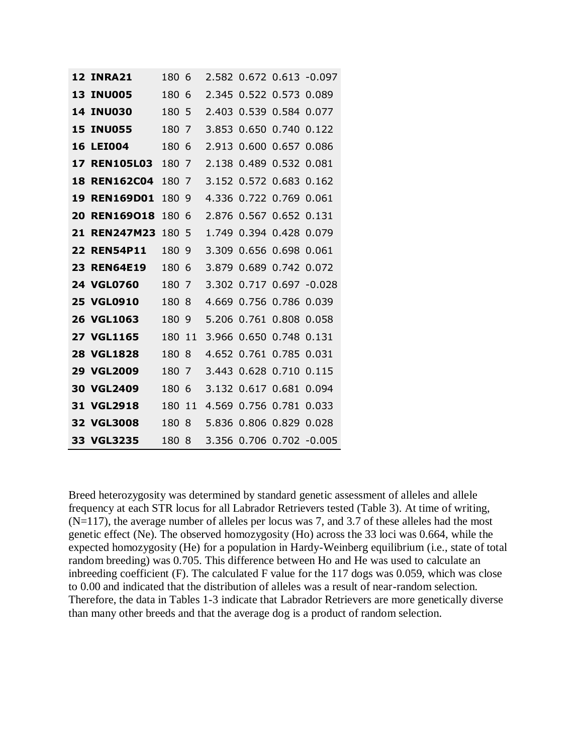| | | | | | | | |
|---|---|---|---|---|---|---|---|
| **12** | **INRA21** | 180 | 6 | 2.582 | 0.672 | 0.613 | -0.097 |
| **13** | **INU005** | 180 | 6 | 2.345 | 0.522 | 0.573 | 0.089 |
| **14** | **INU030** | 180 | 5 | 2.403 | 0.539 | 0.584 | 0.077 |
| **15** | **INU055** | 180 | 7 | 3.853 | 0.650 | 0.740 | 0.122 |
| **16** | **LEI004** | 180 | 6 | 2.913 | 0.600 | 0.657 | 0.086 |
| **17** | **REN105L03** | 180 | 7 | 2.138 | 0.489 | 0.532 | 0.081 |
| **18** | **REN162C04** | 180 | 7 | 3.152 | 0.572 | 0.683 | 0.162 |
| **19** | **REN169D01** | 180 | 9 | 4.336 | 0.722 | 0.769 | 0.061 |
| **20** | **REN169O18** | 180 | 6 | 2.876 | 0.567 | 0.652 | 0.131 |
| **21** | **REN247M23** | 180 | 5 | 1.749 | 0.394 | 0.428 | 0.079 |
| **22** | **REN54P11** | 180 | 9 | 3.309 | 0.656 | 0.698 | 0.061 |
| **23** | **REN64E19** | 180 | 6 | 3.879 | 0.689 | 0.742 | 0.072 |
| **24** | **VGL0760** | 180 | 7 | 3.302 | 0.717 | 0.697 | -0.028 |
| **25** | **VGL0910** | 180 | 8 | 4.669 | 0.756 | 0.786 | 0.039 |
| **26** | **VGL1063** | 180 | 9 | 5.206 | 0.761 | 0.808 | 0.058 |
| **27** | **VGL1165** | 180 | 11 | 3.966 | 0.650 | 0.748 | 0.131 |
| **28** | **VGL1828** | 180 | 8 | 4.652 | 0.761 | 0.785 | 0.031 |
| **29** | **VGL2009** | 180 | 7 | 3.443 | 0.628 | 0.710 | 0.115 |
| **30** | **VGL2409** | 180 | 6 | 3.132 | 0.617 | 0.681 | 0.094 |
| **31** | **VGL2918** | 180 | 11 | 4.569 | 0.756 | 0.781 | 0.033 |
| **32** | **VGL3008** | 180 | 8 | 5.836 | 0.806 | 0.829 | 0.028 |
| **33** | **VGL3235** | 180 | 8 | 3.356 | 0.706 | 0.702 | -0.005 |

Breed heterozygosity was determined by standard genetic assessment of alleles and allele frequency at each STR locus for all Labrador Retrievers tested (Table 3). At time of writing, (N=117), the average number of alleles per locus was 7, and 3.7 of these alleles had the most genetic effect (Ne). The observed homozygosity (Ho) across the 33 loci was 0.664, while the expected homozygosity (He) for a population in Hardy-Weinberg equilibrium (i.e., state of total random breeding) was 0.705. This difference between Ho and He was used to calculate an inbreeding coefficient (F). The calculated F value for the 117 dogs was 0.059, which was close to 0.00 and indicated that the distribution of alleles was a result of near-random selection. Therefore, the data in Tables 1-3 indicate that Labrador Retrievers are more genetically diverse than many other breeds and that the average dog is a product of random selection.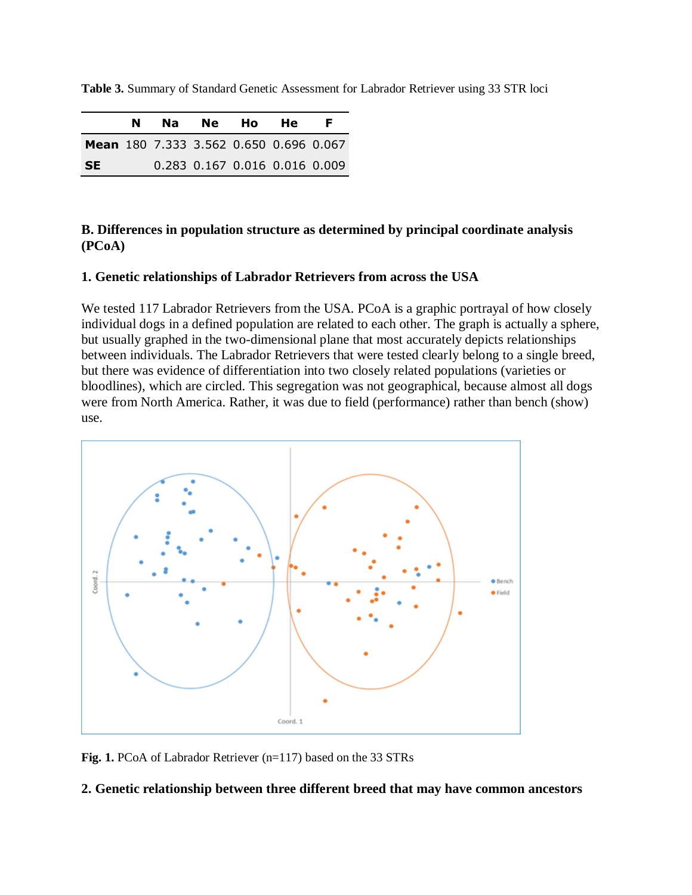**Table 3.** Summary of Standard Genetic Assessment for Labrador Retriever using 33 STR loci

| | N | Na | Ne | Ho | He | F |
|---|---|---|---|---|---|---|
| **Mean** | 180 | 7.333 | 3.562 | 0.650 | 0.696 | 0.067 |
| **SE** | | 0.283 | 0.167 | 0.016 | 0.016 | 0.009 |

### B. Differences in population structure as determined by principal coordinate analysis (PCoA)

#### 1. Genetic relationships of Labrador Retrievers from across the USA

We tested 117 Labrador Retrievers from the USA. PCoA is a graphic portrayal of how closely individual dogs in a defined population are related to each other. The graph is actually a sphere, but usually graphed in the two-dimensional plane that most accurately depicts relationships between individuals. The Labrador Retrievers that were tested clearly belong to a single breed, but there was evidence of differentiation into two closely related populations (varieties or bloodlines), which are circled. This segregation was not geographical, because almost all dogs were from North America. Rather, it was due to field (performance) rather than bench (show) use.

**Fig. 1.** PCoA of Labrador Retriever (n=117) based on the 33 STRs

#### 2. Genetic relationship between three different breed that may have common ancestors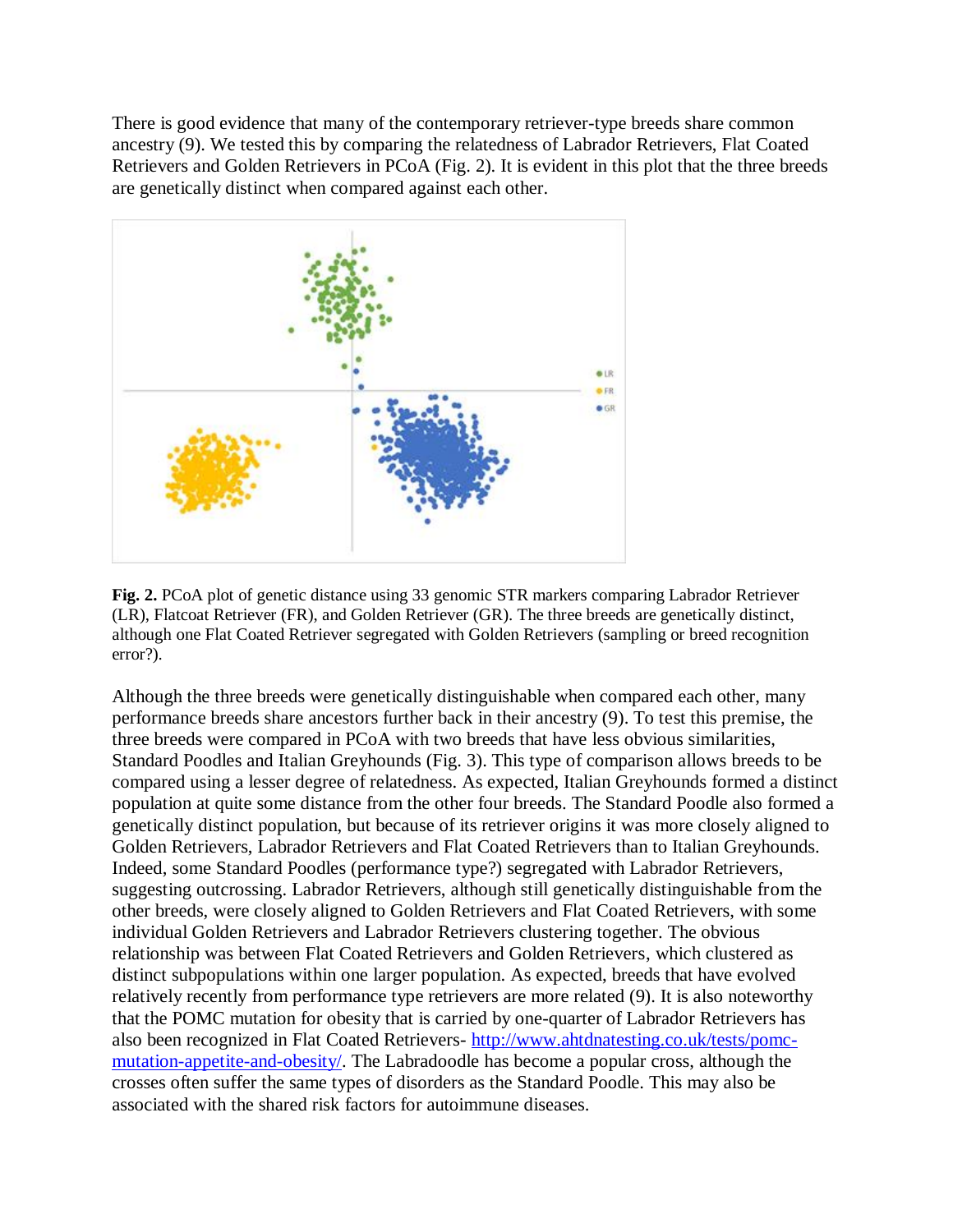There is good evidence that many of the contemporary retriever-type breeds share common ancestry (9). We tested this by comparing the relatedness of Labrador Retrievers, Flat Coated Retrievers and Golden Retrievers in PCoA (Fig. 2). It is evident in this plot that the three breeds are genetically distinct when compared against each other.

**Fig. 2.** PCoA plot of genetic distance using 33 genomic STR markers comparing Labrador Retriever (LR), Flatcoat Retriever (FR), and Golden Retriever (GR). The three breeds are genetically distinct, although one Flat Coated Retriever segregated with Golden Retrievers (sampling or breed recognition error?).

Although the three breeds were genetically distinguishable when compared each other, many performance breeds share ancestors further back in their ancestry (9). To test this premise, the three breeds were compared in PCoA with two breeds that have less obvious similarities, Standard Poodles and Italian Greyhounds (Fig. 3). This type of comparison allows breeds to be compared using a lesser degree of relatedness. As expected, Italian Greyhounds formed a distinct population at quite some distance from the other four breeds. The Standard Poodle also formed a genetically distinct population, but because of its retriever origins it was more closely aligned to Golden Retrievers, Labrador Retrievers and Flat Coated Retrievers than to Italian Greyhounds. Indeed, some Standard Poodles (performance type?) segregated with Labrador Retrievers, suggesting outcrossing. Labrador Retrievers, although still genetically distinguishable from the other breeds, were closely aligned to Golden Retrievers and Flat Coated Retrievers, with some individual Golden Retrievers and Labrador Retrievers clustering together. The obvious relationship was between Flat Coated Retrievers and Golden Retrievers, which clustered as distinct subpopulations within one larger population. As expected, breeds that have evolved relatively recently from performance type retrievers are more related (9). It is also noteworthy that the POMC mutation for obesity that is carried by one-quarter of Labrador Retrievers has also been recognized in Flat Coated Retrievers- [http://www.ahtdnatesting.co.uk/tests/pomc-mutation-appetite-and-obesity/](http://www.ahtdnatesting.co.uk/tests/pomc-mutation-appetite-and-obesity/). The Labradoodle has become a popular cross, although the crosses often suffer the same types of disorders as the Standard Poodle. This may also be associated with the shared risk factors for autoimmune diseases.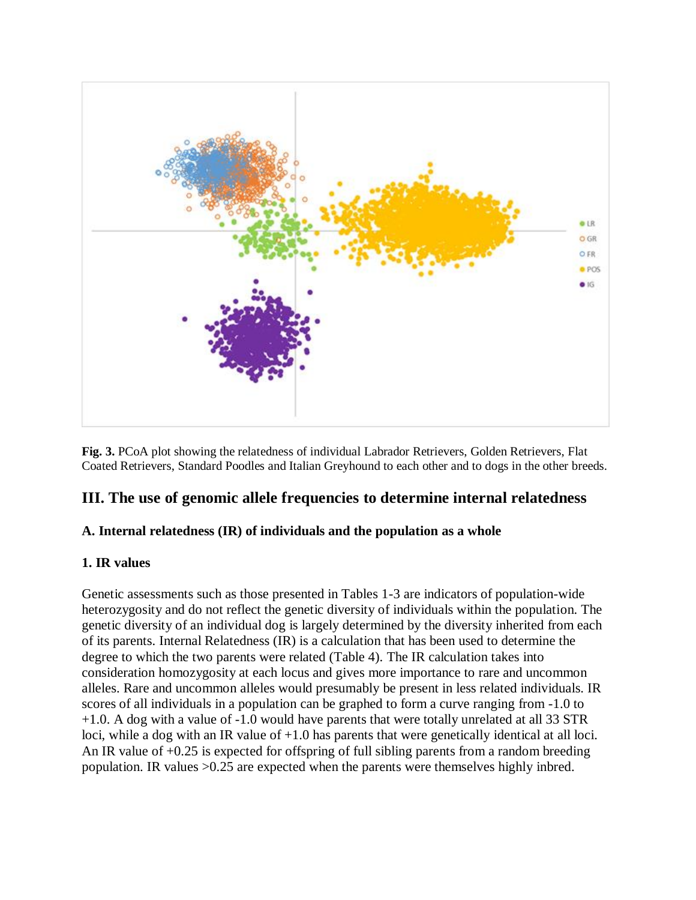**Fig. 3.** PCoA plot showing the relatedness of individual Labrador Retrievers, Golden Retrievers, Flat Coated Retrievers, Standard Poodles and Italian Greyhound to each other and to dogs in the other breeds.

## III. The use of genomic allele frequencies to determine internal relatedness

### A. Internal relatedness (IR) of individuals and the population as a whole

#### 1. IR values

Genetic assessments such as those presented in Tables 1-3 are indicators of population-wide heterozygosity and do not reflect the genetic diversity of individuals within the population. The genetic diversity of an individual dog is largely determined by the diversity inherited from each of its parents. Internal Relatedness (IR) is a calculation that has been used to determine the degree to which the two parents were related (Table 4). The IR calculation takes into consideration homozygosity at each locus and gives more importance to rare and uncommon alleles. Rare and uncommon alleles would presumably be present in less related individuals. IR scores of all individuals in a population can be graphed to form a curve ranging from -1.0 to +1.0. A dog with a value of -1.0 would have parents that were totally unrelated at all 33 STR loci, while a dog with an IR value of +1.0 has parents that were genetically identical at all loci. An IR value of +0.25 is expected for offspring of full sibling parents from a random breeding population. IR values >0.25 are expected when the parents were themselves highly inbred.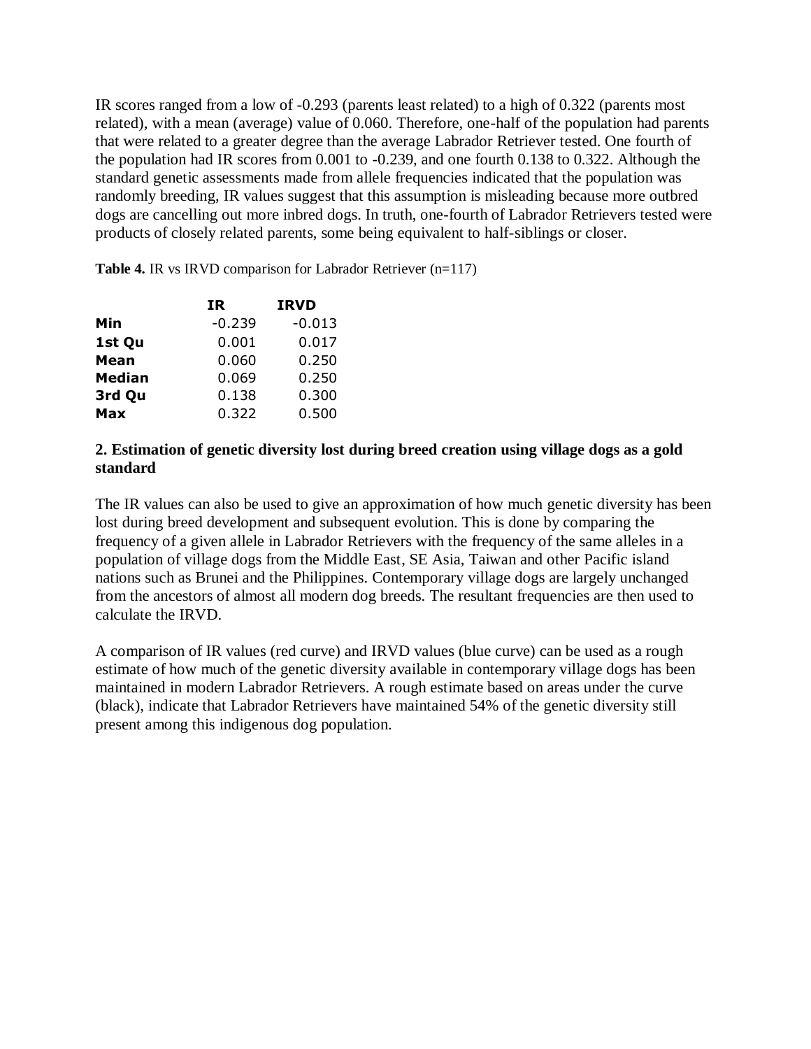IR scores ranged from a low of -0.293 (parents least related) to a high of 0.322 (parents most related), with a mean (average) value of 0.060. Therefore, one-half of the population had parents that were related to a greater degree than the average Labrador Retriever tested. One fourth of the population had IR scores from 0.001 to -0.239, and one fourth 0.138 to 0.322. Although the standard genetic assessments made from allele frequencies indicated that the population was randomly breeding, IR values suggest that this assumption is misleading because more outbred dogs are cancelling out more inbred dogs. In truth, one-fourth of Labrador Retrievers tested were products of closely related parents, some being equivalent to half-siblings or closer.

**Table 4.** IR vs IRVD comparison for Labrador Retriever (n=117)

| | **IR** | **IRVD** |
|---|---|---|
| **Min** | -0.239 | -0.013 |
| **1st Qu** | 0.001 | 0.017 |
| **Mean** | 0.060 | 0.250 |
| **Median** | 0.069 | 0.250 |
| **3rd Qu** | 0.138 | 0.300 |
| **Max** | 0.322 | 0.500 |

**2. Estimation of genetic diversity lost during breed creation using village dogs as a gold standard**

The IR values can also be used to give an approximation of how much genetic diversity has been lost during breed development and subsequent evolution. This is done by comparing the frequency of a given allele in Labrador Retrievers with the frequency of the same alleles in a population of village dogs from the Middle East, SE Asia, Taiwan and other Pacific island nations such as Brunei and the Philippines. Contemporary village dogs are largely unchanged from the ancestors of almost all modern dog breeds. The resultant frequencies are then used to calculate the IRVD.

A comparison of IR values (red curve) and IRVD values (blue curve) can be used as a rough estimate of how much of the genetic diversity available in contemporary village dogs has been maintained in modern Labrador Retrievers. A rough estimate based on areas under the curve (black), indicate that Labrador Retrievers have maintained 54% of the genetic diversity still present among this indigenous dog population.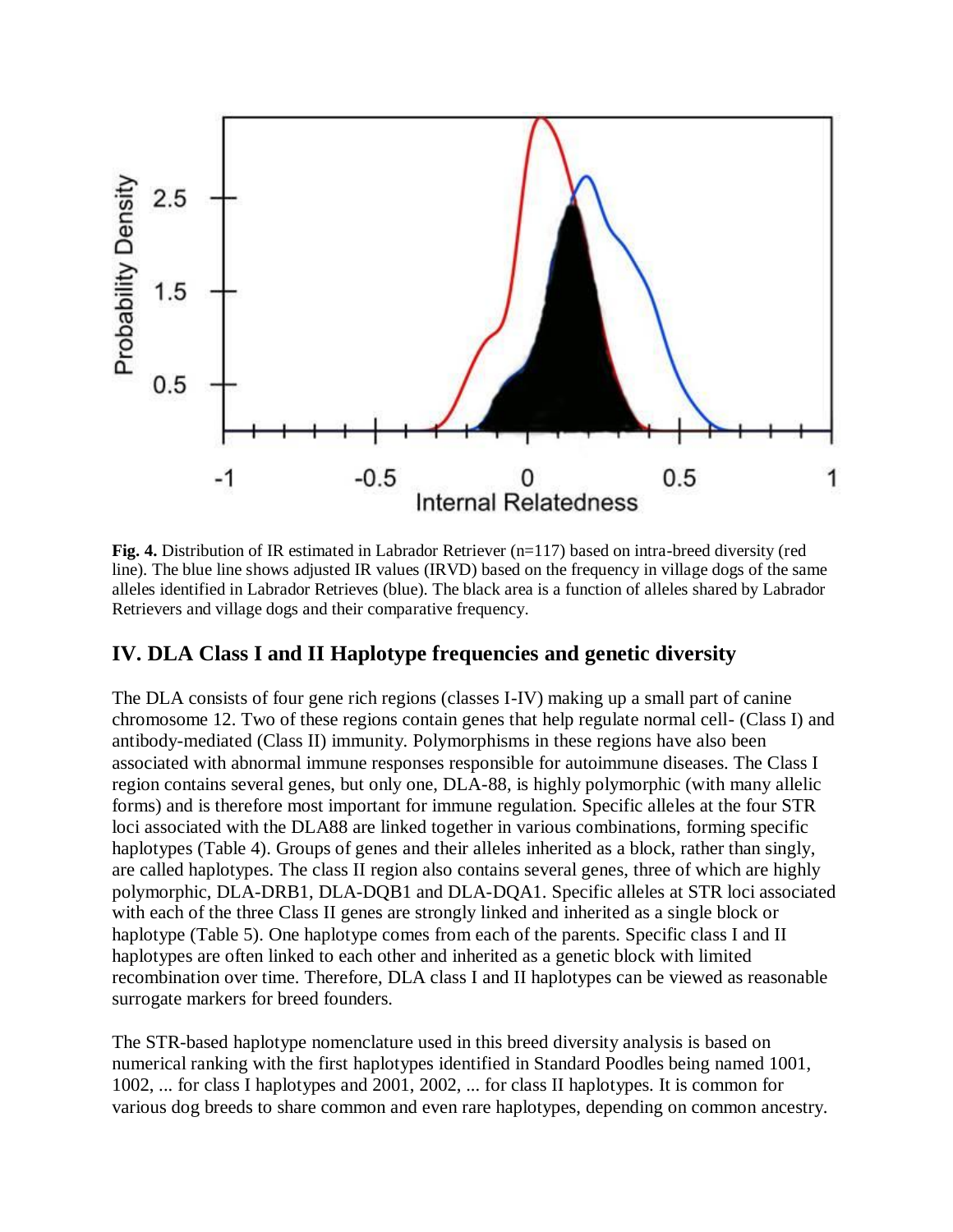**Fig. 4.** Distribution of IR estimated in Labrador Retriever (n=117) based on intra-breed diversity (red line). The blue line shows adjusted IR values (IRVD) based on the frequency in village dogs of the same alleles identified in Labrador Retrieves (blue). The black area is a function of alleles shared by Labrador Retrievers and village dogs and their comparative frequency.

## IV. DLA Class I and II Haplotype frequencies and genetic diversity

The DLA consists of four gene rich regions (classes I-IV) making up a small part of canine chromosome 12. Two of these regions contain genes that help regulate normal cell- (Class I) and antibody-mediated (Class II) immunity. Polymorphisms in these regions have also been associated with abnormal immune responses responsible for autoimmune diseases. The Class I region contains several genes, but only one, DLA-88, is highly polymorphic (with many allelic forms) and is therefore most important for immune regulation. Specific alleles at the four STR loci associated with the DLA88 are linked together in various combinations, forming specific haplotypes (Table 4). Groups of genes and their alleles inherited as a block, rather than singly, are called haplotypes. The class II region also contains several genes, three of which are highly polymorphic, DLA-DRB1, DLA-DQB1 and DLA-DQA1. Specific alleles at STR loci associated with each of the three Class II genes are strongly linked and inherited as a single block or haplotype (Table 5). One haplotype comes from each of the parents. Specific class I and II haplotypes are often linked to each other and inherited as a genetic block with limited recombination over time. Therefore, DLA class I and II haplotypes can be viewed as reasonable surrogate markers for breed founders.

The STR-based haplotype nomenclature used in this breed diversity analysis is based on numerical ranking with the first haplotypes identified in Standard Poodles being named 1001, 1002, ... for class I haplotypes and 2001, 2002, ... for class II haplotypes. It is common for various dog breeds to share common and even rare haplotypes, depending on common ancestry.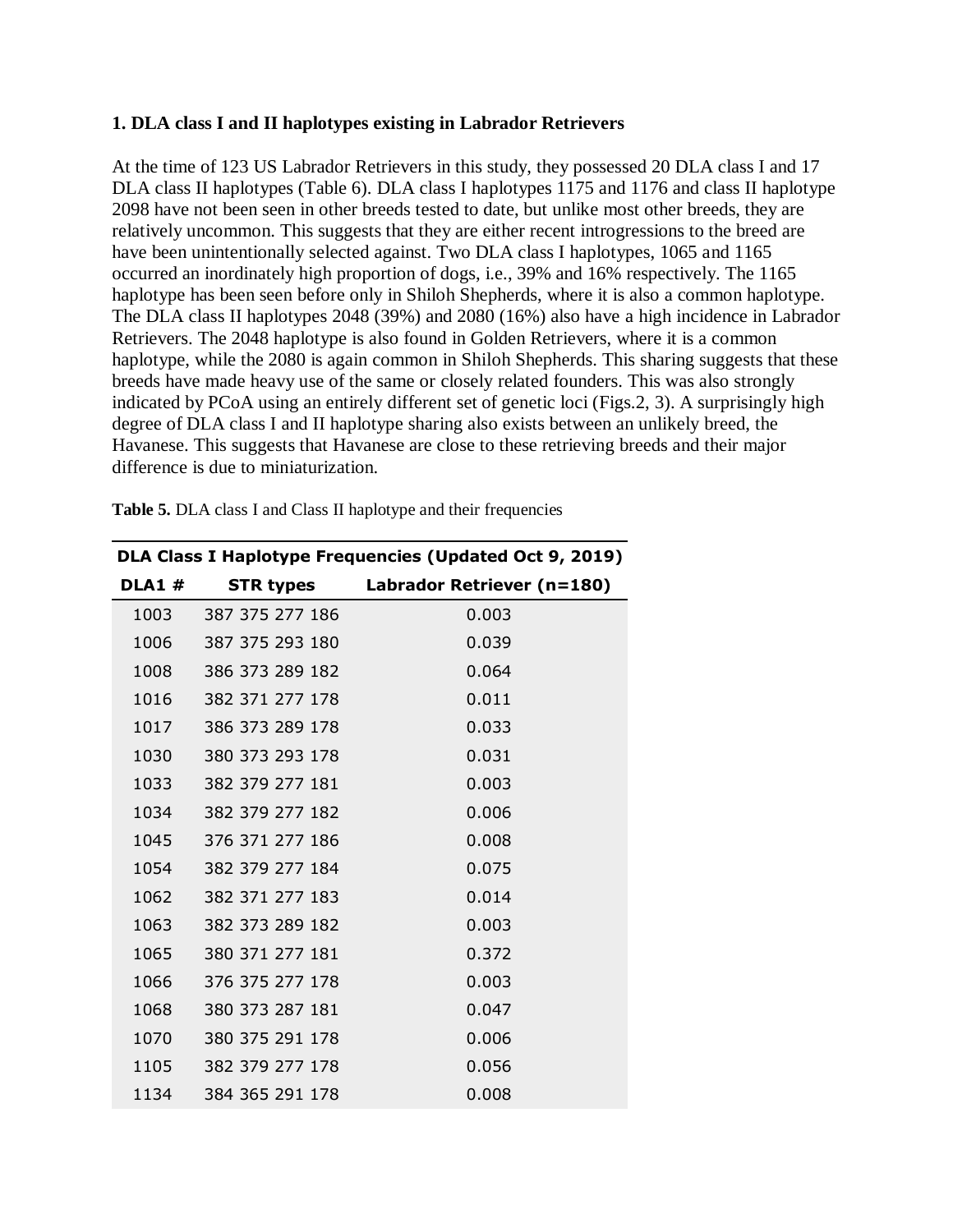**1. DLA class I and II haplotypes existing in Labrador Retrievers**

At the time of 123 US Labrador Retrievers in this study, they possessed 20 DLA class I and 17 DLA class II haplotypes (Table 6). DLA class I haplotypes 1175 and 1176 and class II haplotype 2098 have not been seen in other breeds tested to date, but unlike most other breeds, they are relatively uncommon. This suggests that they are either recent introgressions to the breed are have been unintentionally selected against. Two DLA class I haplotypes, 1065 and 1165 occurred an inordinately high proportion of dogs, i.e., 39% and 16% respectively. The 1165 haplotype has been seen before only in Shiloh Shepherds, where it is also a common haplotype. The DLA class II haplotypes 2048 (39%) and 2080 (16%) also have a high incidence in Labrador Retrievers. The 2048 haplotype is also found in Golden Retrievers, where it is a common haplotype, while the 2080 is again common in Shiloh Shepherds. This sharing suggests that these breeds have made heavy use of the same or closely related founders. This was also strongly indicated by PCoA using an entirely different set of genetic loci (Figs.2, 3). A surprisingly high degree of DLA class I and II haplotype sharing also exists between an unlikely breed, the Havanese. This suggests that Havanese are close to these retrieving breeds and their major difference is due to miniaturization.

**Table 5.** DLA class I and Class II haplotype and their frequencies

| DLA Class I Haplotype Frequencies (Updated Oct 9, 2019) | | |
|---|---|---|
| **DLA1 #** | **STR types** | **Labrador Retriever (n=180)** |
| 1003 | 387 375 277 186 | 0.003 |
| 1006 | 387 375 293 180 | 0.039 |
| 1008 | 386 373 289 182 | 0.064 |
| 1016 | 382 371 277 178 | 0.011 |
| 1017 | 386 373 289 178 | 0.033 |
| 1030 | 380 373 293 178 | 0.031 |
| 1033 | 382 379 277 181 | 0.003 |
| 1034 | 382 379 277 182 | 0.006 |
| 1045 | 376 371 277 186 | 0.008 |
| 1054 | 382 379 277 184 | 0.075 |
| 1062 | 382 371 277 183 | 0.014 |
| 1063 | 382 373 289 182 | 0.003 |
| 1065 | 380 371 277 181 | 0.372 |
| 1066 | 376 375 277 178 | 0.003 |
| 1068 | 380 373 287 181 | 0.047 |
| 1070 | 380 375 291 178 | 0.006 |
| 1105 | 382 379 277 178 | 0.056 |
| 1134 | 384 365 291 178 | 0.008 |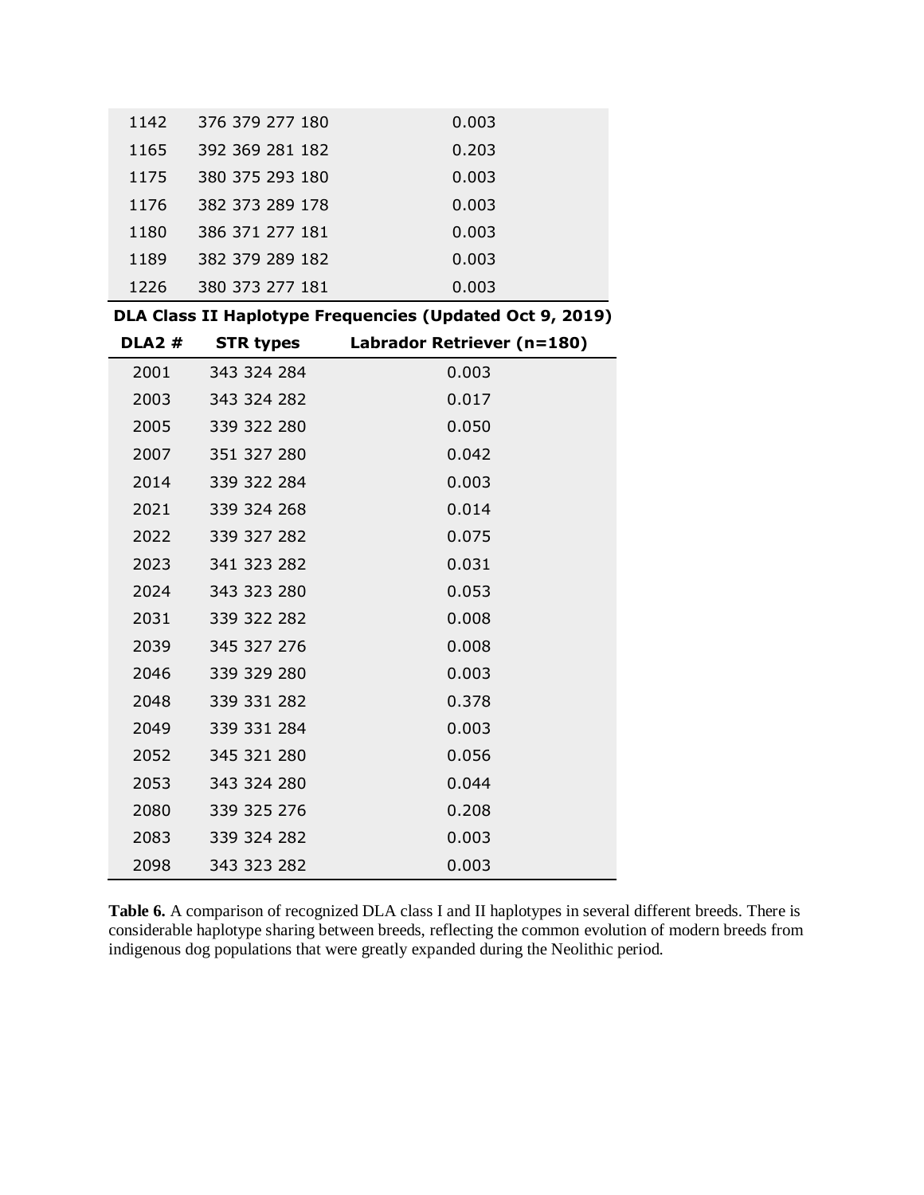| | | |
|---|---|---|
| 1142 | 376 379 277 180 | 0.003 |
| 1165 | 392 369 281 182 | 0.203 |
| 1175 | 380 375 293 180 | 0.003 |
| 1176 | 382 373 289 178 | 0.003 |
| 1180 | 386 371 277 181 | 0.003 |
| 1189 | 382 379 289 182 | 0.003 |
| 1226 | 380 373 277 181 | 0.003 |

**DLA Class II Haplotype Frequencies (Updated Oct 9, 2019)**

| DLA2 # | STR types | Labrador Retriever (n=180) |
|---|---|---|
| 2001 | 343 324 284 | 0.003 |
| 2003 | 343 324 282 | 0.017 |
| 2005 | 339 322 280 | 0.050 |
| 2007 | 351 327 280 | 0.042 |
| 2014 | 339 322 284 | 0.003 |
| 2021 | 339 324 268 | 0.014 |
| 2022 | 339 327 282 | 0.075 |
| 2023 | 341 323 282 | 0.031 |
| 2024 | 343 323 280 | 0.053 |
| 2031 | 339 322 282 | 0.008 |
| 2039 | 345 327 276 | 0.008 |
| 2046 | 339 329 280 | 0.003 |
| 2048 | 339 331 282 | 0.378 |
| 2049 | 339 331 284 | 0.003 |
| 2052 | 345 321 280 | 0.056 |
| 2053 | 343 324 280 | 0.044 |
| 2080 | 339 325 276 | 0.208 |
| 2083 | 339 324 282 | 0.003 |
| 2098 | 343 323 282 | 0.003 |

**Table 6.** A comparison of recognized DLA class I and II haplotypes in several different breeds. There is considerable haplotype sharing between breeds, reflecting the common evolution of modern breeds from indigenous dog populations that were greatly expanded during the Neolithic period.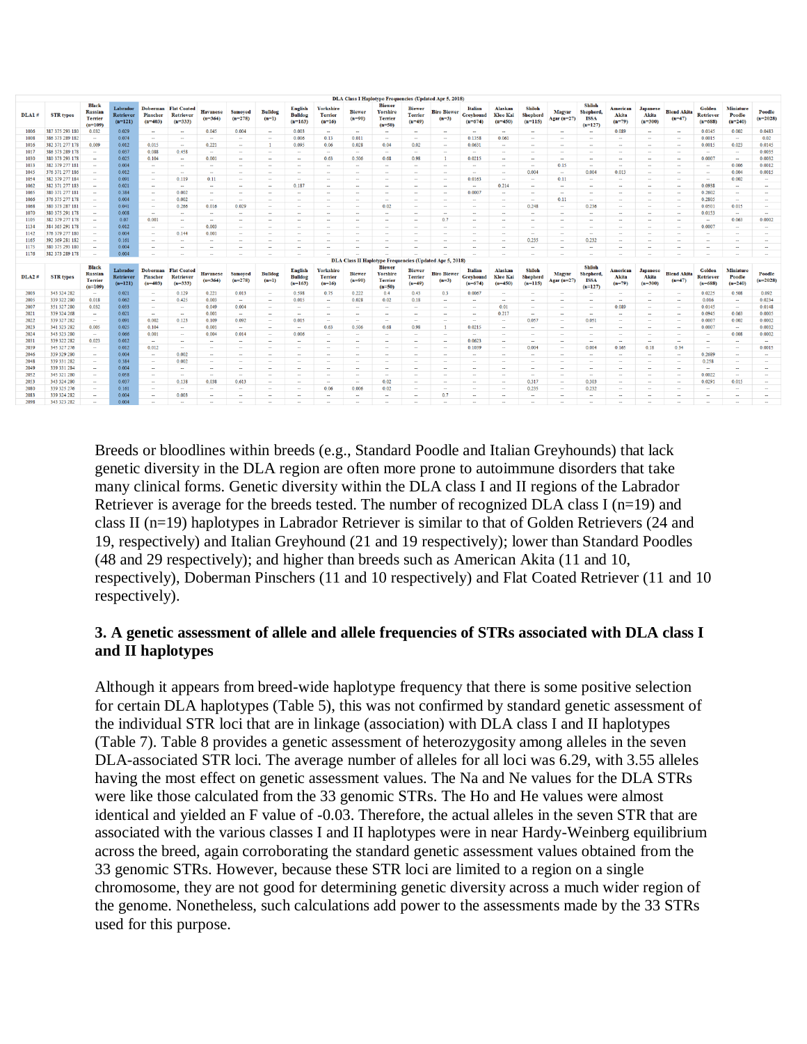**DLA Class I Haplotype Frequencies (Updated Apr 5, 2018)**

| DLA1 # | STR types | Black Russian Terrier (n=109) | Labrador Retriever (n=121) | Doberman Pinscher (n=403) | Flat Coated Retriever (n=333) | Havanese (n=364) | Samoyed (n=278) | Bulldog (n=1) | English Bulldog (n=163) | Yorkshire Terrier (n=16) | Biewer (n=90) | Biewer Yorshire Terrier (n=50) | Biewer Terrier (n=49) | Biro Biewer (n=3) | Italian Greyhound (n=674) | Alaskan Klee Kai (n=450) | Shiloh Shepherd (n=115) | Magyar Agar (n=27) | Shiloh Shepherd, ISSA (n=127) | American Akita (n=79) | Japanese Akita (n=300) | Blend Akita (n=47) | Golden Retriever (n=688) | Miniature Poodle (n=240) | Poodle (n=2028) |
|---|---|---|---|---|---|---|---|---|---|---|---|---|---|---|---|---|---|---|---|---|---|---|---|---|---|
| 1006 | 387 375 293 180 | 0.032 | 0.029 | – | – | 0.045 | 0.004 | – | 0.003 | – | – | – | – | – | – | – | – | – | – | 0.089 | – | – | 0.0145 | 0.002 | 0.0483 |
| 1008 | 386 373 289 182 | – | 0.074 | – | – | – | – | – | 0.006 | 0.13 | 0.011 | – | – | – | 0.1358 | 0.061 | – | – | – | – | – | – | 0.0015 | – | 0.02 |
| 1016 | 382 371 277 178 | 0.009 | 0.012 | 0.015 | – | 0.221 | – | 1 | 0.095 | 0.06 | 0.028 | 0.04 | 0.02 | – | 0.0631 | – | – | – | – | – | – | – | 0.0015 | 0.023 | 0.0145 |
| 1017 | 386 373 289 178 | – | 0.037 | 0.088 | 0.458 | – | – | – | – | – | – | – | – | – | – | – | – | – | – | – | – | – | – | – | 0.0035 |
| 1030 | 380 373 293 178 | – | 0.025 | 0.104 | – | 0.001 | – | – | – | 0.63 | 0.506 | 0.68 | 0.98 | 1 | 0.0215 | – | – | – | – | – | – | – | 0.0007 | – | 0.0032 |
| 1033 | 382 379 277 181 | – | 0.004 | – | – | – | – | – | – | – | – | – | – | – | – | – | – | 0.15 | – | – | – | – | – | 0.006 | 0.0012 |
| 1045 | 376 371 277 186 | – | 0.012 | – | – | – | – | – | – | – | – | – | – | – | – | – | 0.004 | – | 0.004 | 0.013 | – | – | – | 0.004 | 0.0015 |
| 1054 | 382 379 277 184 | – | 0.091 | – | 0.119 | 0.11 | – | – | – | – | – | – | – | – | 0.0163 | – | – | 0.11 | – | – | – | – | – | 0.002 | – |
| 1062 | 382 371 277 183 | – | 0.021 | – | – | – | – | – | 0.187 | – | – | – | – | – | – | 0.214 | – | – | – | – | – | – | 0.0938 | – | – |
| 1065 | 380 371 277 181 | – | 0.384 | – | 0.002 | – | – | – | – | – | – | – | – | – | 0.0007 | – | – | – | – | – | – | – | 0.2602 | – | – |
| 1066 | 376 375 277 178 | – | 0.004 | – | 0.002 | – | – | – | – | – | – | – | – | – | – | – | – | 0.11 | – | – | – | – | 0.2805 | – | – |
| 1068 | 380 373 287 181 | – | 0.041 | – | 0.266 | 0.016 | 0.029 | – | – | – | – | 0.02 | – | – | – | – | 0.248 | – | 0.236 | – | – | – | 0.0503 | 0.015 | – |
| 1070 | 380 375 291 178 | – | 0.008 | – | – | – | – | – | – | – | – | – | – | – | – | – | – | – | – | – | – | – | 0.0153 | – | – |
| 1105 | 382 379 277 178 | – | 0.07 | 0.001 | – | – | – | – | – | – | – | – | – | 0.7 | – | – | – | – | – | – | – | – | – | 0.063 | 0.0002 |
| 1134 | 384 365 291 178 | – | 0.012 | – | – | 0.003 | – | – | – | – | – | – | – | – | – | – | – | – | – | – | – | – | 0.0007 | – | – |
| 1142 | 376 379 277 180 | – | 0.004 | – | 0.144 | 0.001 | – | – | – | – | – | – | – | – | – | – | – | – | – | – | – | – | – | – | – |
| 1165 | 392 369 281 182 | – | 0.161 | – | – | – | – | – | – | – | – | – | – | – | – | – | 0.235 | – | 0.232 | – | – | – | – | – | – |
| 1175 | 380 375 293 180 | – | 0.004 | – | – | – | – | – | – | – | – | – | – | – | – | – | – | – | – | – | – | – | – | – | – |
| 1176 | 382 373 289 178 | – | 0.004 | – | – | – | – | – | – | – | – | – | – | – | – | – | – | – | – | – | – | – | – | – | – |

**DLA Class II Haplotype Frequencies (Updated Apr 5, 2018)**

| DLA2 # | STR types | Black Russian Terrier (n=109) | Labrador Retriever (n=121) | Doberman Pinscher (n=403) | Flat Coated Retriever (n=333) | Havanese (n=364) | Samoyed (n=278) | Bulldog (n=1) | English Bulldog (n=163) | Yorkshire Terrier (n=16) | Biewer (n=90) | Biewer Yorshire Terrier (n=50) | Biewer Terrier (n=49) | Biro Biewer (n=3) | Italian Greyhound (n=674) | Alaskan Klee Kai (n=450) | Shiloh Shepherd (n=115) | Magyar Agar (n=27) | Shiloh Shepherd, ISSA (n=127) | American Akita (n=79) | Japanese Akita (n=300) | Blend Akita (n=47) | Golden Retriever (n=688) | Miniature Poodle (n=240) | Poodle (n=2028) |
|---|---|---|---|---|---|---|---|---|---|---|---|---|---|---|---|---|---|---|---|---|---|---|---|---|---|
| 2003 | 343 324 282 | – | 0.021 | – | 0.129 | 0.221 | 0.013 | – | 0.598 | 0.75 | 0.222 | 0.4 | 0.43 | 0.3 | 0.0067 | – | – | – | – | – | – | – | 0.0225 | 0.508 | 0.092 |
| 2005 | 339 322 280 | 0.018 | 0.062 | – | 0.425 | 0.003 | – | – | 0.015 | – | 0.028 | 0.02 | 0.18 | – | – | – | – | – | – | – | – | – | 0.016 | – | 0.0234 |
| 2007 | 351 327 280 | 0.032 | 0.033 | – | – | 0.049 | 0.004 | – | – | – | – | – | – | – | – | 0.01 | – | – | – | 0.089 | – | – | 0.0145 | – | 0.0148 |
| 2021 | 339 324 268 | – | 0.021 | – | – | 0.003 | – | – | – | – | – | – | – | – | – | 0.217 | – | – | – | – | – | – | 0.0945 | 0.063 | 0.0005 |
| 2022 | 339 327 282 | – | 0.091 | 0.002 | 0.123 | 0.109 | 0.092 | – | 0.015 | – | – | – | – | – | – | – | 0.057 | – | 0.051 | – | – | – | 0.0007 | 0.002 | 0.0002 |
| 2023 | 341 323 282 | 0.005 | 0.025 | 0.104 | – | 0.001 | – | – | – | 0.63 | 0.506 | 0.68 | 0.98 | 1 | 0.0215 | – | – | – | – | – | – | – | 0.0007 | – | 0.0032 |
| 2024 | 343 323 280 | – | 0.066 | 0.001 | – | 0.004 | 0.014 | – | 0.006 | – | – | – | – | – | – | – | – | – | – | – | – | – | – | 0.008 | 0.0002 |
| 2031 | 339 322 282 | 0.023 | 0.012 | – | – | – | – | – | – | – | – | – | – | – | 0.0623 | – | – | – | – | – | – | – | – | – | – |
| 2039 | 345 327 276 | – | 0.012 | 0.012 | – | – | – | – | – | – | – | – | – | – | 0.1039 | – | 0.004 | – | 0.004 | 0.165 | 0.18 | 0.34 | – | – | 0.0015 |
| 2046 | 339 329 280 | – | 0.004 | – | 0.002 | – | – | – | – | – | – | – | – | – | – | – | – | – | – | – | – | – | 0.2689 | – | – |
| 2048 | 339 331 282 | – | 0.384 | – | 0.002 | – | – | – | – | – | – | – | – | – | – | – | – | – | – | – | – | – | 0.258 | – | – |
| 2049 | 339 331 284 | – | 0.004 | – | – | – | – | – | – | – | – | – | – | – | – | – | – | – | – | – | – | – | – | – | – |
| 2052 | 345 321 280 | – | 0.058 | – | – | – | – | – | – | – | – | – | – | – | – | – | – | – | – | – | – | – | 0.0022 | – | – |
| 2053 | 343 324 280 | – | 0.037 | – | 0.138 | 0.038 | 0.613 | – | – | – | – | 0.02 | – | – | – | – | 0.317 | – | 0.303 | – | – | – | 0.0291 | 0.015 | – |
| 2080 | 339 325 276 | – | 0.161 | – | – | – | – | – | – | 0.06 | 0.006 | 0.02 | – | – | – | – | 0.235 | – | 0.232 | – | – | – | – | – | – |
| 2083 | 339 324 282 | – | 0.004 | – | 0.003 | – | – | – | – | – | – | – | – | 0.7 | – | – | – | – | – | – | – | – | – | – | – |
| 2098 | 343 323 282 | – | 0.004 | – | – | – | – | – | – | – | – | – | – | – | – | – | – | – | – | – | – | – | – | – | – |

Breeds or bloodlines within breeds (e.g., Standard Poodle and Italian Greyhounds) that lack genetic diversity in the DLA region are often more prone to autoimmune disorders that take many clinical forms. Genetic diversity within the DLA class I and II regions of the Labrador Retriever is average for the breeds tested. The number of recognized DLA class I (n=19) and class II (n=19) haplotypes in Labrador Retriever is similar to that of Golden Retrievers (24 and 19, respectively) and Italian Greyhound (21 and 19 respectively); lower than Standard Poodles (48 and 29 respectively); and higher than breeds such as American Akita (11 and 10, respectively), Doberman Pinschers (11 and 10 respectively) and Flat Coated Retriever (11 and 10 respectively).

### 3. A genetic assessment of allele and allele frequencies of STRs associated with DLA class I and II haplotypes

Although it appears from breed-wide haplotype frequency that there is some positive selection for certain DLA haplotypes (Table 5), this was not confirmed by standard genetic assessment of the individual STR loci that are in linkage (association) with DLA class I and II haplotypes (Table 7). Table 8 provides a genetic assessment of heterozygosity among alleles in the seven DLA-associated STR loci. The average number of alleles for all loci was 6.29, with 3.55 alleles having the most effect on genetic assessment values. The Na and Ne values for the DLA STRs were like those calculated from the 33 genomic STRs. The Ho and He values were almost identical and yielded an F value of -0.03. Therefore, the actual alleles in the seven STR that are associated with the various classes I and II haplotypes were in near Hardy-Weinberg equilibrium across the breed, again corroborating the standard genetic assessment values obtained from the 33 genomic STRs. However, because these STR loci are limited to a region on a single chromosome, they are not good for determining genetic diversity across a much wider region of the genome. Nonetheless, such calculations add power to the assessments made by the 33 STRs used for this purpose.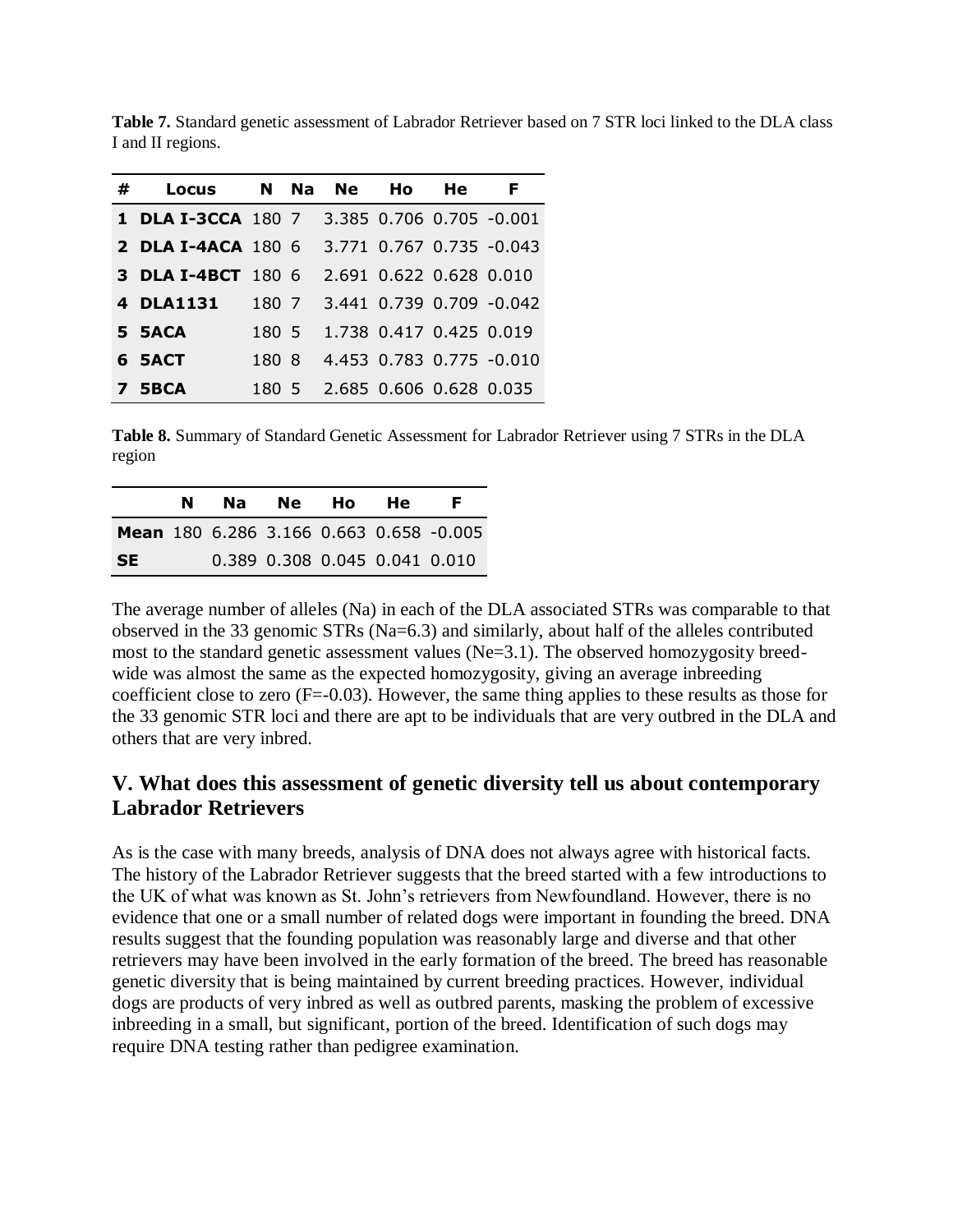**Table 7.** Standard genetic assessment of Labrador Retriever based on 7 STR loci linked to the DLA class I and II regions.

| # | Locus | N | Na | Ne | Ho | He | F |
|---|---|---|---|---|---|---|---|
| 1 | DLA I-3CCA | 180 | 7 | 3.385 | 0.706 | 0.705 | -0.001 |
| 2 | DLA I-4ACA | 180 | 6 | 3.771 | 0.767 | 0.735 | -0.043 |
| 3 | DLA I-4BCT | 180 | 6 | 2.691 | 0.622 | 0.628 | 0.010 |
| 4 | DLA1131 | 180 | 7 | 3.441 | 0.739 | 0.709 | -0.042 |
| 5 | 5ACA | 180 | 5 | 1.738 | 0.417 | 0.425 | 0.019 |
| 6 | 5ACT | 180 | 8 | 4.453 | 0.783 | 0.775 | -0.010 |
| 7 | 5BCA | 180 | 5 | 2.685 | 0.606 | 0.628 | 0.035 |

**Table 8.** Summary of Standard Genetic Assessment for Labrador Retriever using 7 STRs in the DLA region

| | N | Na | Ne | Ho | He | F |
|---|---|---|---|---|---|---|
| Mean | 180 | 6.286 | 3.166 | 0.663 | 0.658 | -0.005 |
| SE | | 0.389 | 0.308 | 0.045 | 0.041 | 0.010 |

The average number of alleles (Na) in each of the DLA associated STRs was comparable to that observed in the 33 genomic STRs (Na=6.3) and similarly, about half of the alleles contributed most to the standard genetic assessment values (Ne=3.1). The observed homozygosity breed-wide was almost the same as the expected homozygosity, giving an average inbreeding coefficient close to zero (F=-0.03). However, the same thing applies to these results as those for the 33 genomic STR loci and there are apt to be individuals that are very outbred in the DLA and others that are very inbred.

## V. What does this assessment of genetic diversity tell us about contemporary Labrador Retrievers

As is the case with many breeds, analysis of DNA does not always agree with historical facts. The history of the Labrador Retriever suggests that the breed started with a few introductions to the UK of what was known as St. John's retrievers from Newfoundland. However, there is no evidence that one or a small number of related dogs were important in founding the breed. DNA results suggest that the founding population was reasonably large and diverse and that other retrievers may have been involved in the early formation of the breed. The breed has reasonable genetic diversity that is being maintained by current breeding practices. However, individual dogs are products of very inbred as well as outbred parents, masking the problem of excessive inbreeding in a small, but significant, portion of the breed. Identification of such dogs may require DNA testing rather than pedigree examination.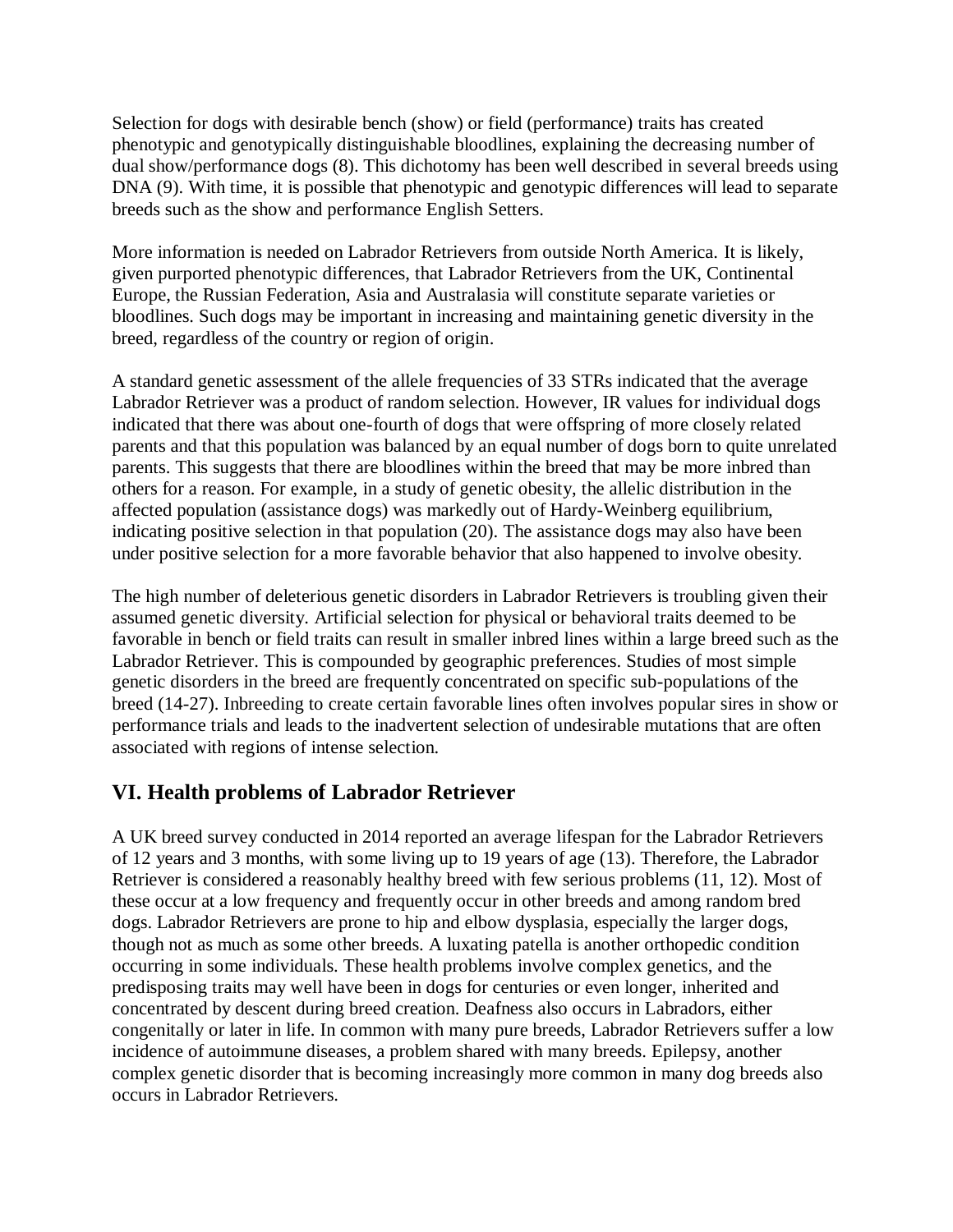Selection for dogs with desirable bench (show) or field (performance) traits has created phenotypic and genotypically distinguishable bloodlines, explaining the decreasing number of dual show/performance dogs (8). This dichotomy has been well described in several breeds using DNA (9). With time, it is possible that phenotypic and genotypic differences will lead to separate breeds such as the show and performance English Setters.

More information is needed on Labrador Retrievers from outside North America. It is likely, given purported phenotypic differences, that Labrador Retrievers from the UK, Continental Europe, the Russian Federation, Asia and Australasia will constitute separate varieties or bloodlines. Such dogs may be important in increasing and maintaining genetic diversity in the breed, regardless of the country or region of origin.

A standard genetic assessment of the allele frequencies of 33 STRs indicated that the average Labrador Retriever was a product of random selection. However, IR values for individual dogs indicated that there was about one-fourth of dogs that were offspring of more closely related parents and that this population was balanced by an equal number of dogs born to quite unrelated parents. This suggests that there are bloodlines within the breed that may be more inbred than others for a reason. For example, in a study of genetic obesity, the allelic distribution in the affected population (assistance dogs) was markedly out of Hardy-Weinberg equilibrium, indicating positive selection in that population (20). The assistance dogs may also have been under positive selection for a more favorable behavior that also happened to involve obesity.

The high number of deleterious genetic disorders in Labrador Retrievers is troubling given their assumed genetic diversity. Artificial selection for physical or behavioral traits deemed to be favorable in bench or field traits can result in smaller inbred lines within a large breed such as the Labrador Retriever. This is compounded by geographic preferences. Studies of most simple genetic disorders in the breed are frequently concentrated on specific sub-populations of the breed (14-27). Inbreeding to create certain favorable lines often involves popular sires in show or performance trials and leads to the inadvertent selection of undesirable mutations that are often associated with regions of intense selection.

## VI. Health problems of Labrador Retriever

A UK breed survey conducted in 2014 reported an average lifespan for the Labrador Retrievers of 12 years and 3 months, with some living up to 19 years of age (13). Therefore, the Labrador Retriever is considered a reasonably healthy breed with few serious problems (11, 12). Most of these occur at a low frequency and frequently occur in other breeds and among random bred dogs. Labrador Retrievers are prone to hip and elbow dysplasia, especially the larger dogs, though not as much as some other breeds. A luxating patella is another orthopedic condition occurring in some individuals. These health problems involve complex genetics, and the predisposing traits may well have been in dogs for centuries or even longer, inherited and concentrated by descent during breed creation. Deafness also occurs in Labradors, either congenitally or later in life. In common with many pure breeds, Labrador Retrievers suffer a low incidence of autoimmune diseases, a problem shared with many breeds. Epilepsy, another complex genetic disorder that is becoming increasingly more common in many dog breeds also occurs in Labrador Retrievers.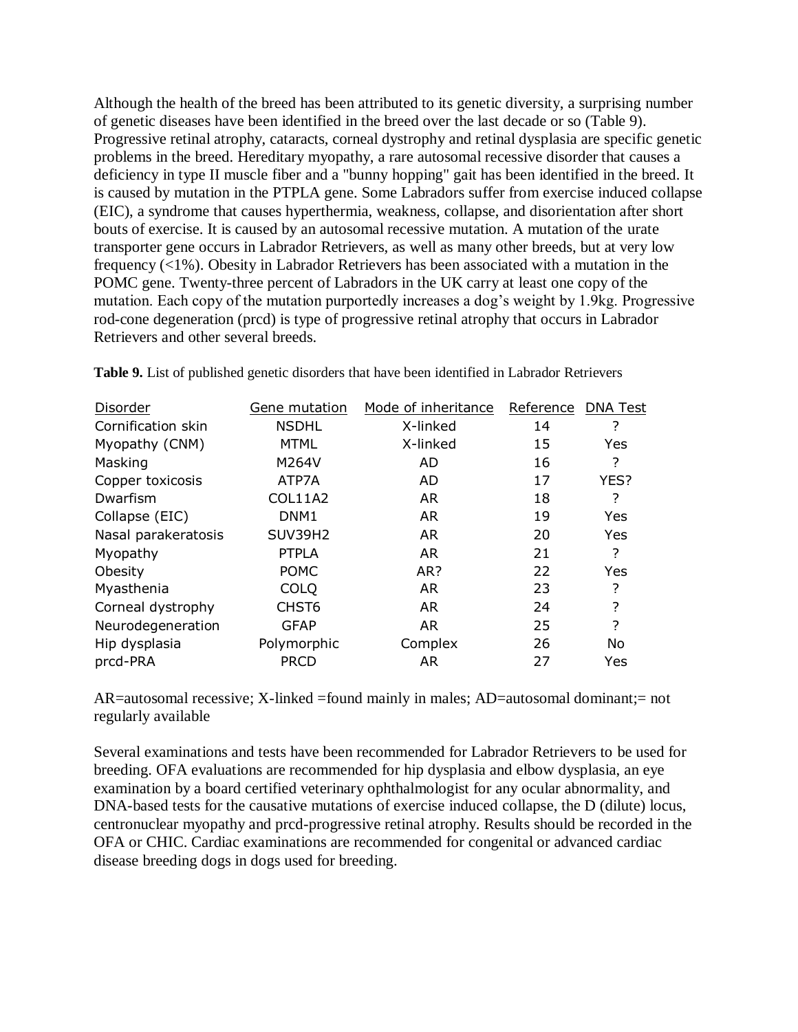Although the health of the breed has been attributed to its genetic diversity, a surprising number of genetic diseases have been identified in the breed over the last decade or so (Table 9). Progressive retinal atrophy, cataracts, corneal dystrophy and retinal dysplasia are specific genetic problems in the breed. Hereditary myopathy, a rare autosomal recessive disorder that causes a deficiency in type II muscle fiber and a "bunny hopping" gait has been identified in the breed. It is caused by mutation in the PTPLA gene. Some Labradors suffer from exercise induced collapse (EIC), a syndrome that causes hyperthermia, weakness, collapse, and disorientation after short bouts of exercise. It is caused by an autosomal recessive mutation. A mutation of the urate transporter gene occurs in Labrador Retrievers, as well as many other breeds, but at very low frequency (<1%). Obesity in Labrador Retrievers has been associated with a mutation in the POMC gene. Twenty-three percent of Labradors in the UK carry at least one copy of the mutation. Each copy of the mutation purportedly increases a dog's weight by 1.9kg. Progressive rod-cone degeneration (prcd) is type of progressive retinal atrophy that occurs in Labrador Retrievers and other several breeds.

**Table 9.** List of published genetic disorders that have been identified in Labrador Retrievers

| Disorder | Gene mutation | Mode of inheritance | Reference | DNA Test |
|---|---|---|---|---|
| Cornification skin | NSDHL | X-linked | 14 | ? |
| Myopathy (CNM) | MTML | X-linked | 15 | Yes |
| Masking | M264V | AD | 16 | ? |
| Copper toxicosis | ATP7A | AD | 17 | YES? |
| Dwarfism | COL11A2 | AR | 18 | ? |
| Collapse (EIC) | DNM1 | AR | 19 | Yes |
| Nasal parakeratosis | SUV39H2 | AR | 20 | Yes |
| Myopathy | PTPLA | AR | 21 | ? |
| Obesity | POMC | AR? | 22 | Yes |
| Myasthenia | COLQ | AR | 23 | ? |
| Corneal dystrophy | CHST6 | AR | 24 | ? |
| Neurodegeneration | GFAP | AR | 25 | ? |
| Hip dysplasia | Polymorphic | Complex | 26 | No |
| prcd-PRA | PRCD | AR | 27 | Yes |

AR=autosomal recessive; X-linked =found mainly in males; AD=autosomal dominant;= not regularly available

Several examinations and tests have been recommended for Labrador Retrievers to be used for breeding. OFA evaluations are recommended for hip dysplasia and elbow dysplasia, an eye examination by a board certified veterinary ophthalmologist for any ocular abnormality, and DNA-based tests for the causative mutations of exercise induced collapse, the D (dilute) locus, centronuclear myopathy and prcd-progressive retinal atrophy. Results should be recorded in the OFA or CHIC. Cardiac examinations are recommended for congenital or advanced cardiac disease breeding dogs in dogs used for breeding.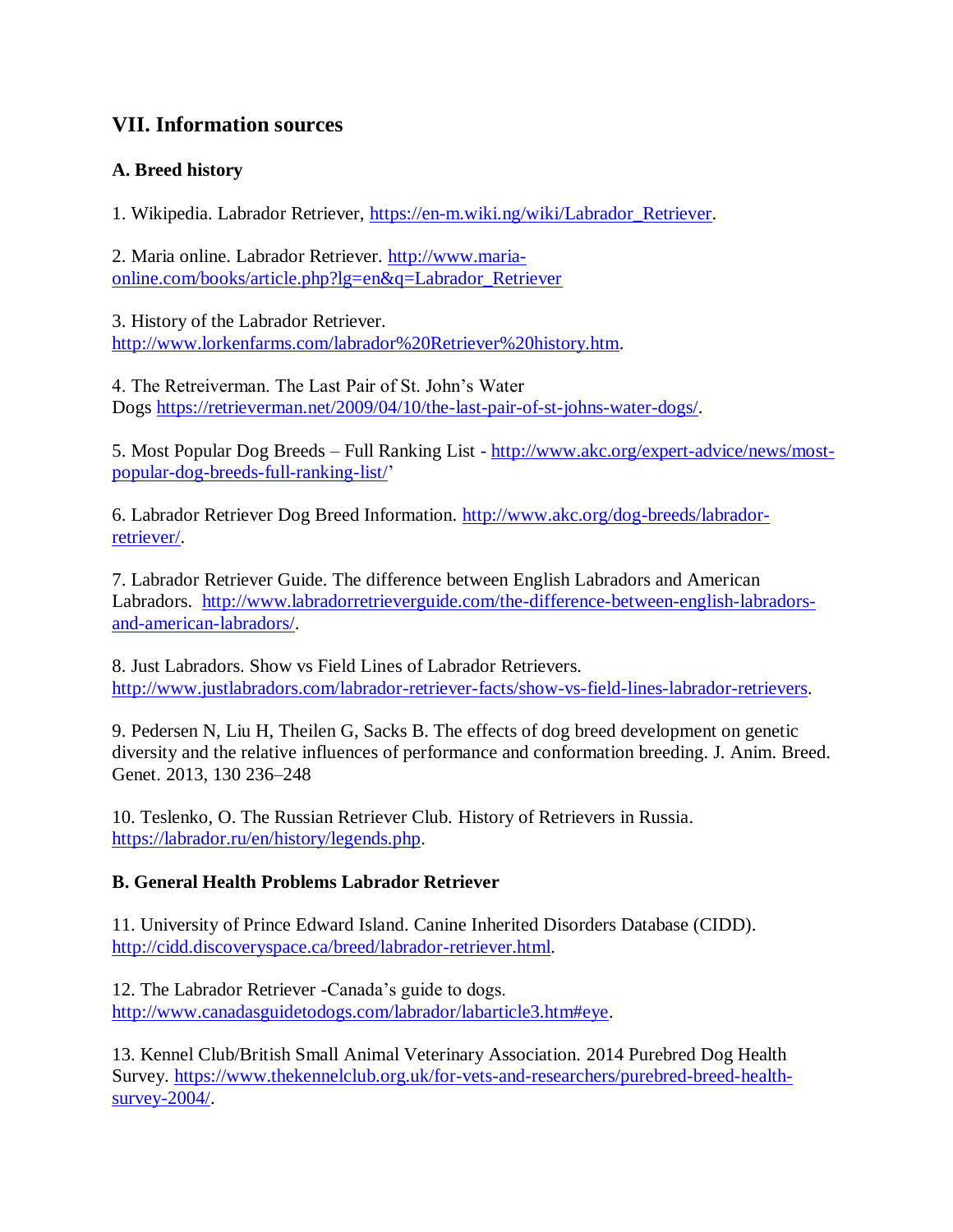## VII. Information sources

### A. Breed history

1. Wikipedia. Labrador Retriever, https://en-m.wiki.ng/wiki/Labrador_Retriever.

2. Maria online. Labrador Retriever. http://www.maria-online.com/books/article.php?lg=en&q=Labrador_Retriever

3. History of the Labrador Retriever. http://www.lorkenfarms.com/labrador%20Retriever%20history.htm.

4. The Retreiverman. The Last Pair of St. John's Water Dogs https://retrieverman.net/2009/04/10/the-last-pair-of-st-johns-water-dogs/.

5. Most Popular Dog Breeds – Full Ranking List - http://www.akc.org/expert-advice/news/most-popular-dog-breeds-full-ranking-list/'

6. Labrador Retriever Dog Breed Information. http://www.akc.org/dog-breeds/labrador-retriever/.

7. Labrador Retriever Guide. The difference between English Labradors and American Labradors. http://www.labradorretrieverguide.com/the-difference-between-english-labradors-and-american-labradors/.

8. Just Labradors. Show vs Field Lines of Labrador Retrievers. http://www.justlabradors.com/labrador-retriever-facts/show-vs-field-lines-labrador-retrievers.

9. Pedersen N, Liu H, Theilen G, Sacks B. The effects of dog breed development on genetic diversity and the relative influences of performance and conformation breeding. J. Anim. Breed. Genet. 2013, 130 236–248

10. Teslenko, O. The Russian Retriever Club. History of Retrievers in Russia. https://labrador.ru/en/history/legends.php.

### B. General Health Problems Labrador Retriever

11. University of Prince Edward Island. Canine Inherited Disorders Database (CIDD). http://cidd.discoveryspace.ca/breed/labrador-retriever.html.

12. The Labrador Retriever -Canada's guide to dogs. http://www.canadasguidetodogs.com/labrador/labarticle3.htm#eye.

13. Kennel Club/British Small Animal Veterinary Association. 2014 Purebred Dog Health Survey. https://www.thekennelclub.org.uk/for-vets-and-researchers/purebred-breed-health-survey-2004/.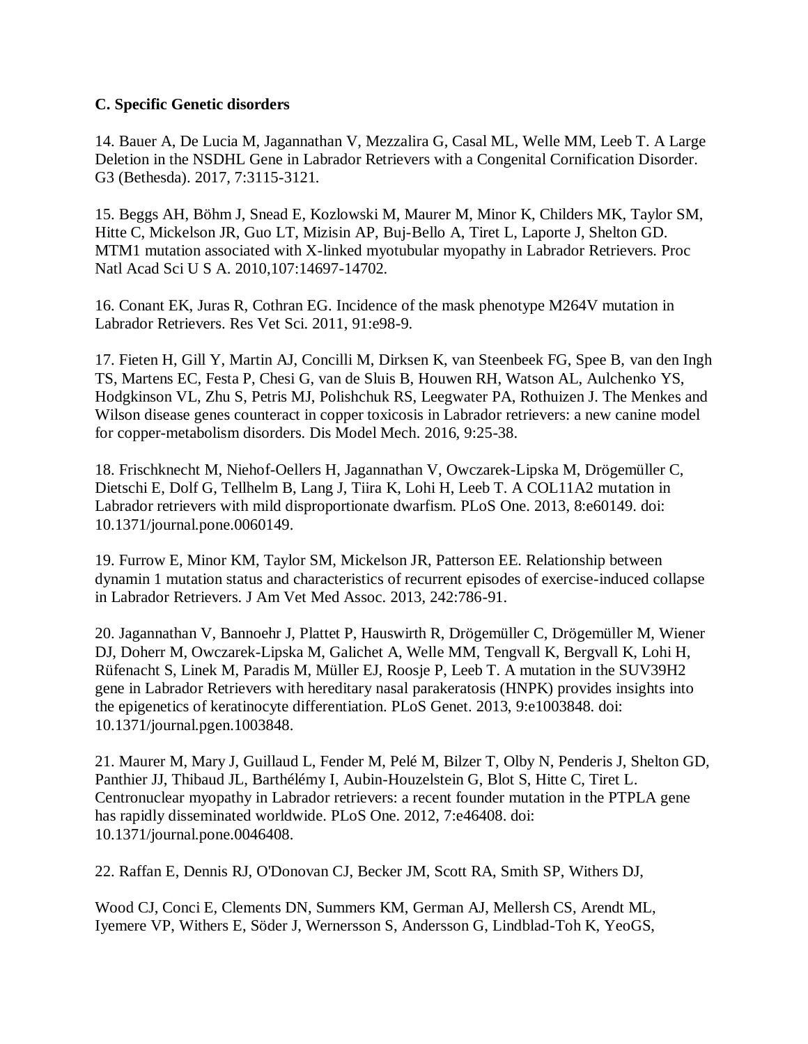**C. Specific Genetic disorders**

14. Bauer A, De Lucia M, Jagannathan V, Mezzalira G, Casal ML, Welle MM, Leeb T. A Large Deletion in the NSDHL Gene in Labrador Retrievers with a Congenital Cornification Disorder. G3 (Bethesda). 2017, 7:3115-3121.

15. Beggs AH, Böhm J, Snead E, Kozlowski M, Maurer M, Minor K, Childers MK, Taylor SM, Hitte C, Mickelson JR, Guo LT, Mizisin AP, Buj-Bello A, Tiret L, Laporte J, Shelton GD. MTM1 mutation associated with X-linked myotubular myopathy in Labrador Retrievers. Proc Natl Acad Sci U S A. 2010,107:14697-14702.

16. Conant EK, Juras R, Cothran EG. Incidence of the mask phenotype M264V mutation in Labrador Retrievers. Res Vet Sci. 2011, 91:e98-9.

17. Fieten H, Gill Y, Martin AJ, Concilli M, Dirksen K, van Steenbeek FG, Spee B, van den Ingh TS, Martens EC, Festa P, Chesi G, van de Sluis B, Houwen RH, Watson AL, Aulchenko YS, Hodgkinson VL, Zhu S, Petris MJ, Polishchuk RS, Leegwater PA, Rothuizen J. The Menkes and Wilson disease genes counteract in copper toxicosis in Labrador retrievers: a new canine model for copper-metabolism disorders. Dis Model Mech. 2016, 9:25-38.

18. Frischknecht M, Niehof-Oellers H, Jagannathan V, Owczarek-Lipska M, Drögemüller C, Dietschi E, Dolf G, Tellhelm B, Lang J, Tiira K, Lohi H, Leeb T. A COL11A2 mutation in Labrador retrievers with mild disproportionate dwarfism. PLoS One. 2013, 8:e60149. doi: 10.1371/journal.pone.0060149.

19. Furrow E, Minor KM, Taylor SM, Mickelson JR, Patterson EE. Relationship between dynamin 1 mutation status and characteristics of recurrent episodes of exercise-induced collapse in Labrador Retrievers. J Am Vet Med Assoc. 2013, 242:786-91.

20. Jagannathan V, Bannoehr J, Plattet P, Hauswirth R, Drögemüller C, Drögemüller M, Wiener DJ, Doherr M, Owczarek-Lipska M, Galichet A, Welle MM, Tengvall K, Bergvall K, Lohi H, Rüfenacht S, Linek M, Paradis M, Müller EJ, Roosje P, Leeb T. A mutation in the SUV39H2 gene in Labrador Retrievers with hereditary nasal parakeratosis (HNPK) provides insights into the epigenetics of keratinocyte differentiation. PLoS Genet. 2013, 9:e1003848. doi: 10.1371/journal.pgen.1003848.

21. Maurer M, Mary J, Guillaud L, Fender M, Pelé M, Bilzer T, Olby N, Penderis J, Shelton GD, Panthier JJ, Thibaud JL, Barthélémy I, Aubin-Houzelstein G, Blot S, Hitte C, Tiret L. Centronuclear myopathy in Labrador retrievers: a recent founder mutation in the PTPLA gene has rapidly disseminated worldwide. PLoS One. 2012, 7:e46408. doi: 10.1371/journal.pone.0046408.

22. Raffan E, Dennis RJ, O'Donovan CJ, Becker JM, Scott RA, Smith SP, Withers DJ,

Wood CJ, Conci E, Clements DN, Summers KM, German AJ, Mellersh CS, Arendt ML, Iyemere VP, Withers E, Söder J, Wernersson S, Andersson G, Lindblad-Toh K, YeoGS,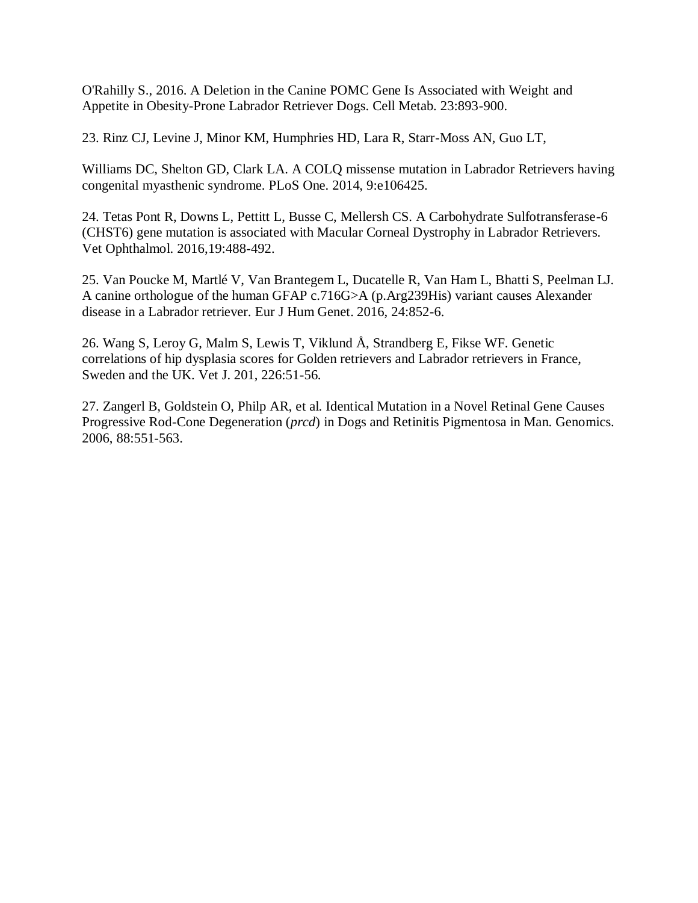O'Rahilly S., 2016. A Deletion in the Canine POMC Gene Is Associated with Weight and Appetite in Obesity-Prone Labrador Retriever Dogs. Cell Metab. 23:893-900.

23. Rinz CJ, Levine J, Minor KM, Humphries HD, Lara R, Starr-Moss AN, Guo LT,

Williams DC, Shelton GD, Clark LA. A COLQ missense mutation in Labrador Retrievers having congenital myasthenic syndrome. PLoS One. 2014, 9:e106425.

24. Tetas Pont R, Downs L, Pettitt L, Busse C, Mellersh CS. A Carbohydrate Sulfotransferase-6 (CHST6) gene mutation is associated with Macular Corneal Dystrophy in Labrador Retrievers. Vet Ophthalmol. 2016,19:488-492.

25. Van Poucke M, Martlé V, Van Brantegem L, Ducatelle R, Van Ham L, Bhatti S, Peelman LJ. A canine orthologue of the human GFAP c.716G>A (p.Arg239His) variant causes Alexander disease in a Labrador retriever. Eur J Hum Genet. 2016, 24:852-6.

26. Wang S, Leroy G, Malm S, Lewis T, Viklund Å, Strandberg E, Fikse WF. Genetic correlations of hip dysplasia scores for Golden retrievers and Labrador retrievers in France, Sweden and the UK. Vet J. 201, 226:51-56.

27. Zangerl B, Goldstein O, Philp AR, et al. Identical Mutation in a Novel Retinal Gene Causes Progressive Rod-Cone Degeneration (*prcd*) in Dogs and Retinitis Pigmentosa in Man. Genomics. 2006, 88:551-563.